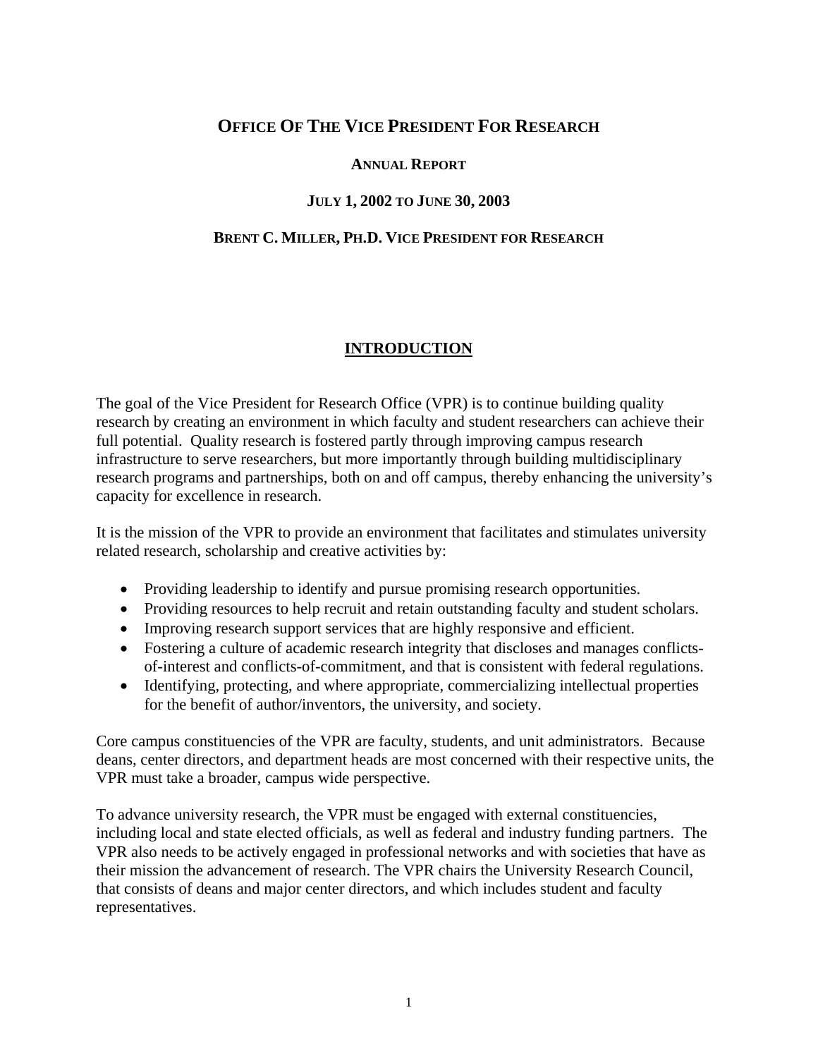# OFFICE OF THE VICE PRESIDENT FOR RESEARCH

**ANNUAL REPORT**

**JULY 1, 2002 TO JUNE 30, 2003**

**BRENT C. MILLER, PH.D. VICE PRESIDENT FOR RESEARCH**

## INTRODUCTION

The goal of the Vice President for Research Office (VPR) is to continue building quality research by creating an environment in which faculty and student researchers can achieve their full potential. Quality research is fostered partly through improving campus research infrastructure to serve researchers, but more importantly through building multidisciplinary research programs and partnerships, both on and off campus, thereby enhancing the university's capacity for excellence in research.

It is the mission of the VPR to provide an environment that facilitates and stimulates university related research, scholarship and creative activities by:

- Providing leadership to identify and pursue promising research opportunities.
- Providing resources to help recruit and retain outstanding faculty and student scholars.
- Improving research support services that are highly responsive and efficient.
- Fostering a culture of academic research integrity that discloses and manages conflicts-of-interest and conflicts-of-commitment, and that is consistent with federal regulations.
- Identifying, protecting, and where appropriate, commercializing intellectual properties for the benefit of author/inventors, the university, and society.

Core campus constituencies of the VPR are faculty, students, and unit administrators. Because deans, center directors, and department heads are most concerned with their respective units, the VPR must take a broader, campus wide perspective.

To advance university research, the VPR must be engaged with external constituencies, including local and state elected officials, as well as federal and industry funding partners. The VPR also needs to be actively engaged in professional networks and with societies that have as their mission the advancement of research. The VPR chairs the University Research Council, that consists of deans and major center directors, and which includes student and faculty representatives.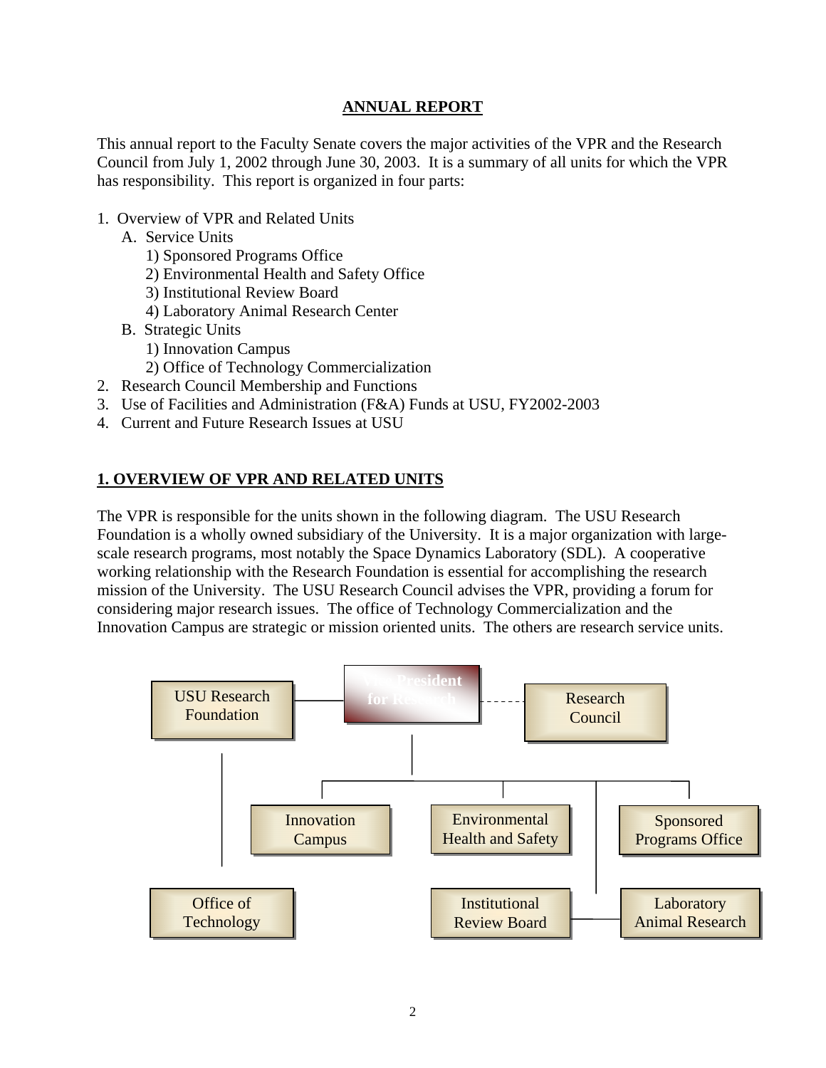## ANNUAL REPORT

This annual report to the Faculty Senate covers the major activities of the VPR and the Research Council from July 1, 2002 through June 30, 2003. It is a summary of all units for which the VPR has responsibility. This report is organized in four parts:

1. Overview of VPR and Related Units
   - A. Service Units
     1) Sponsored Programs Office
     2) Environmental Health and Safety Office
     3) Institutional Review Board
     4) Laboratory Animal Research Center
   - B. Strategic Units
     1) Innovation Campus
     2) Office of Technology Commercialization
2. Research Council Membership and Functions
3. Use of Facilities and Administration (F&A) Funds at USU, FY2002-2003
4. Current and Future Research Issues at USU

## 1. OVERVIEW OF VPR AND RELATED UNITS

The VPR is responsible for the units shown in the following diagram. The USU Research Foundation is a wholly owned subsidiary of the University. It is a major organization with large-scale research programs, most notably the Space Dynamics Laboratory (SDL). A cooperative working relationship with the Research Foundation is essential for accomplishing the research mission of the University. The USU Research Council advises the VPR, providing a forum for considering major research issues. The office of Technology Commercialization and the Innovation Campus are strategic or mission oriented units. The others are research service units.

USU Research Foundation

Vice President for Research

Research Council

Innovation Campus

Environmental Health and Safety

Sponsored Programs Office

Office of Technology

Institutional Review Board

Laboratory Animal Research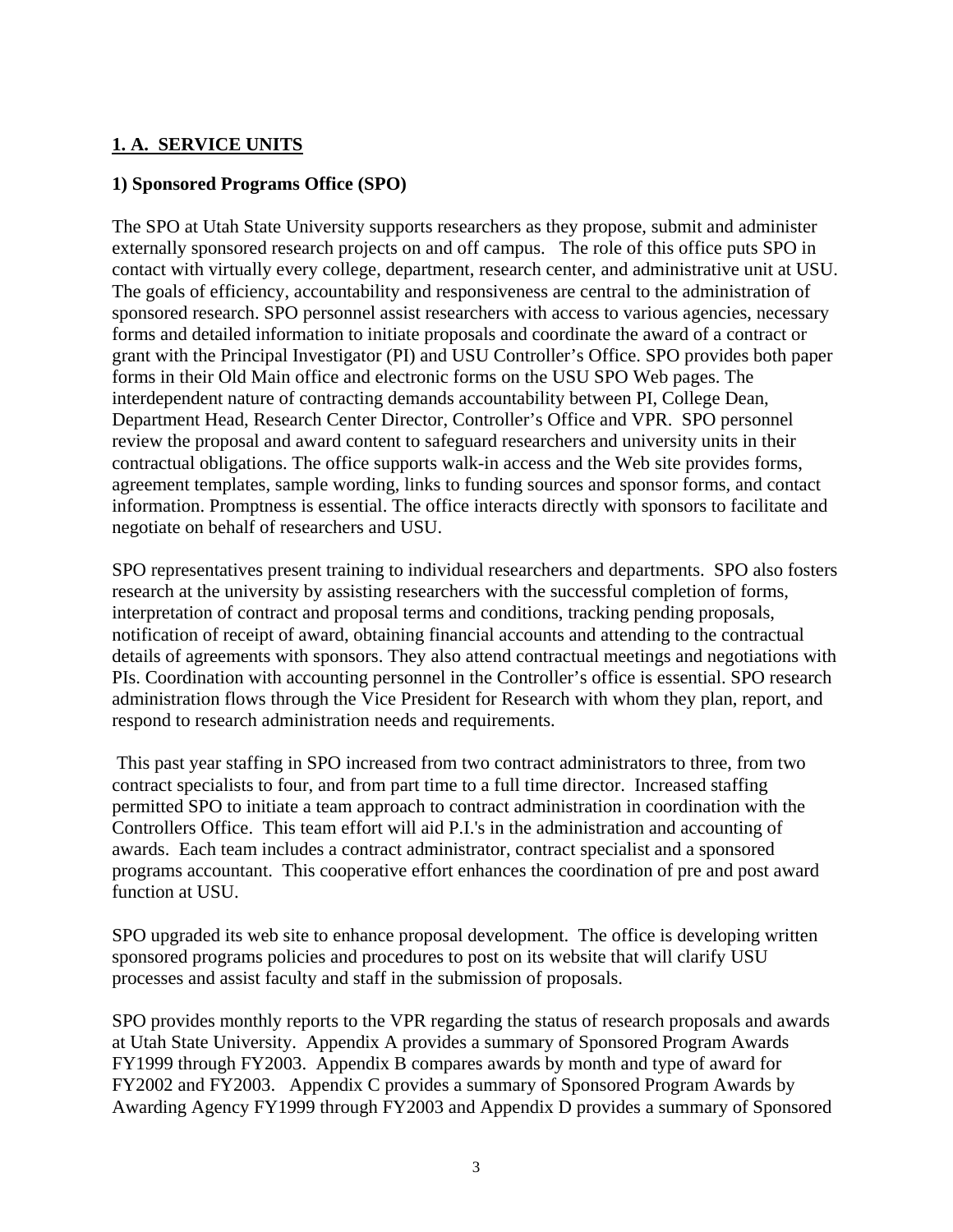## 1. A. SERVICE UNITS

### 1) Sponsored Programs Office (SPO)

The SPO at Utah State University supports researchers as they propose, submit and administer externally sponsored research projects on and off campus. The role of this office puts SPO in contact with virtually every college, department, research center, and administrative unit at USU. The goals of efficiency, accountability and responsiveness are central to the administration of sponsored research. SPO personnel assist researchers with access to various agencies, necessary forms and detailed information to initiate proposals and coordinate the award of a contract or grant with the Principal Investigator (PI) and USU Controller's Office. SPO provides both paper forms in their Old Main office and electronic forms on the USU SPO Web pages. The interdependent nature of contracting demands accountability between PI, College Dean, Department Head, Research Center Director, Controller's Office and VPR. SPO personnel review the proposal and award content to safeguard researchers and university units in their contractual obligations. The office supports walk-in access and the Web site provides forms, agreement templates, sample wording, links to funding sources and sponsor forms, and contact information. Promptness is essential. The office interacts directly with sponsors to facilitate and negotiate on behalf of researchers and USU.

SPO representatives present training to individual researchers and departments. SPO also fosters research at the university by assisting researchers with the successful completion of forms, interpretation of contract and proposal terms and conditions, tracking pending proposals, notification of receipt of award, obtaining financial accounts and attending to the contractual details of agreements with sponsors. They also attend contractual meetings and negotiations with PIs. Coordination with accounting personnel in the Controller's office is essential. SPO research administration flows through the Vice President for Research with whom they plan, report, and respond to research administration needs and requirements.

This past year staffing in SPO increased from two contract administrators to three, from two contract specialists to four, and from part time to a full time director. Increased staffing permitted SPO to initiate a team approach to contract administration in coordination with the Controllers Office. This team effort will aid P.I.'s in the administration and accounting of awards. Each team includes a contract administrator, contract specialist and a sponsored programs accountant. This cooperative effort enhances the coordination of pre and post award function at USU.

SPO upgraded its web site to enhance proposal development. The office is developing written sponsored programs policies and procedures to post on its website that will clarify USU processes and assist faculty and staff in the submission of proposals.

SPO provides monthly reports to the VPR regarding the status of research proposals and awards at Utah State University. Appendix A provides a summary of Sponsored Program Awards FY1999 through FY2003. Appendix B compares awards by month and type of award for FY2002 and FY2003. Appendix C provides a summary of Sponsored Program Awards by Awarding Agency FY1999 through FY2003 and Appendix D provides a summary of Sponsored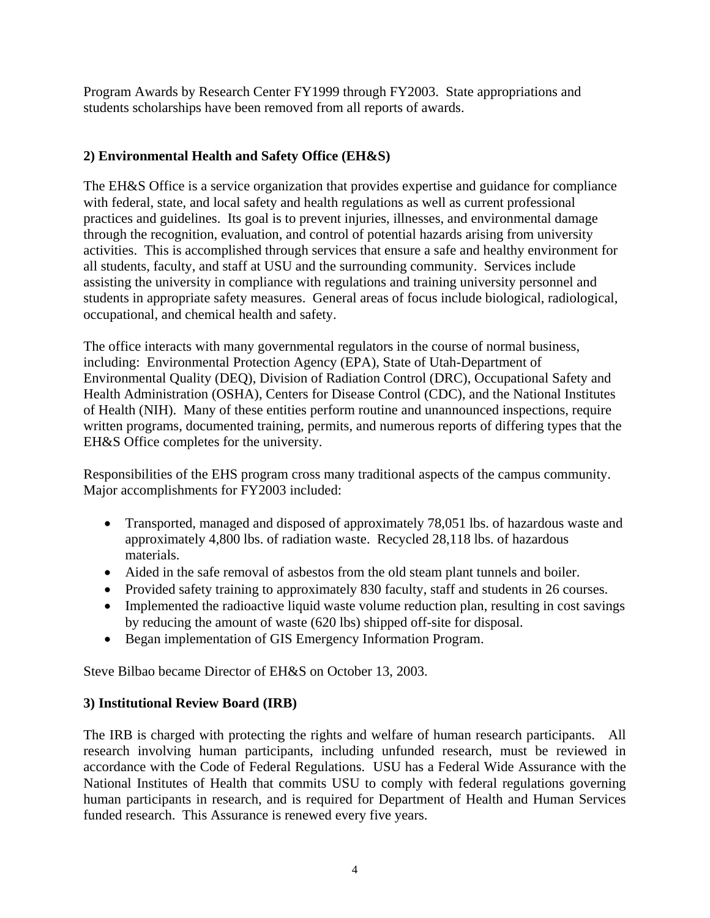Program Awards by Research Center FY1999 through FY2003. State appropriations and students scholarships have been removed from all reports of awards.

### 2) Environmental Health and Safety Office (EH&S)

The EH&S Office is a service organization that provides expertise and guidance for compliance with federal, state, and local safety and health regulations as well as current professional practices and guidelines. Its goal is to prevent injuries, illnesses, and environmental damage through the recognition, evaluation, and control of potential hazards arising from university activities. This is accomplished through services that ensure a safe and healthy environment for all students, faculty, and staff at USU and the surrounding community. Services include assisting the university in compliance with regulations and training university personnel and students in appropriate safety measures. General areas of focus include biological, radiological, occupational, and chemical health and safety.

The office interacts with many governmental regulators in the course of normal business, including: Environmental Protection Agency (EPA), State of Utah-Department of Environmental Quality (DEQ), Division of Radiation Control (DRC), Occupational Safety and Health Administration (OSHA), Centers for Disease Control (CDC), and the National Institutes of Health (NIH). Many of these entities perform routine and unannounced inspections, require written programs, documented training, permits, and numerous reports of differing types that the EH&S Office completes for the university.

Responsibilities of the EHS program cross many traditional aspects of the campus community. Major accomplishments for FY2003 included:

- Transported, managed and disposed of approximately 78,051 lbs. of hazardous waste and approximately 4,800 lbs. of radiation waste. Recycled 28,118 lbs. of hazardous materials.
- Aided in the safe removal of asbestos from the old steam plant tunnels and boiler.
- Provided safety training to approximately 830 faculty, staff and students in 26 courses.
- Implemented the radioactive liquid waste volume reduction plan, resulting in cost savings by reducing the amount of waste (620 lbs) shipped off-site for disposal.
- Began implementation of GIS Emergency Information Program.

Steve Bilbao became Director of EH&S on October 13, 2003.

### 3) Institutional Review Board (IRB)

The IRB is charged with protecting the rights and welfare of human research participants. All research involving human participants, including unfunded research, must be reviewed in accordance with the Code of Federal Regulations. USU has a Federal Wide Assurance with the National Institutes of Health that commits USU to comply with federal regulations governing human participants in research, and is required for Department of Health and Human Services funded research. This Assurance is renewed every five years.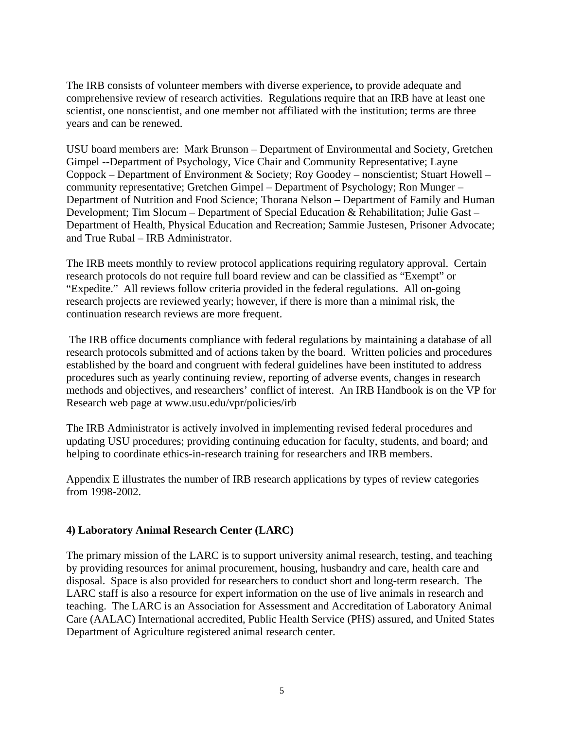The IRB consists of volunteer members with diverse experience**,** to provide adequate and comprehensive review of research activities. Regulations require that an IRB have at least one scientist, one nonscientist, and one member not affiliated with the institution; terms are three years and can be renewed.

USU board members are: Mark Brunson – Department of Environmental and Society, Gretchen Gimpel --Department of Psychology, Vice Chair and Community Representative; Layne Coppock – Department of Environment & Society; Roy Goodey – nonscientist; Stuart Howell – community representative; Gretchen Gimpel – Department of Psychology; Ron Munger – Department of Nutrition and Food Science; Thorana Nelson – Department of Family and Human Development; Tim Slocum – Department of Special Education & Rehabilitation; Julie Gast – Department of Health, Physical Education and Recreation; Sammie Justesen, Prisoner Advocate; and True Rubal – IRB Administrator.

The IRB meets monthly to review protocol applications requiring regulatory approval. Certain research protocols do not require full board review and can be classified as "Exempt" or "Expedite." All reviews follow criteria provided in the federal regulations. All on-going research projects are reviewed yearly; however, if there is more than a minimal risk, the continuation research reviews are more frequent.

The IRB office documents compliance with federal regulations by maintaining a database of all research protocols submitted and of actions taken by the board. Written policies and procedures established by the board and congruent with federal guidelines have been instituted to address procedures such as yearly continuing review, reporting of adverse events, changes in research methods and objectives, and researchers' conflict of interest. An IRB Handbook is on the VP for Research web page at www.usu.edu/vpr/policies/irb

The IRB Administrator is actively involved in implementing revised federal procedures and updating USU procedures; providing continuing education for faculty, students, and board; and helping to coordinate ethics-in-research training for researchers and IRB members.

Appendix E illustrates the number of IRB research applications by types of review categories from 1998-2002.

**4) Laboratory Animal Research Center (LARC)**

The primary mission of the LARC is to support university animal research, testing, and teaching by providing resources for animal procurement, housing, husbandry and care, health care and disposal. Space is also provided for researchers to conduct short and long-term research. The LARC staff is also a resource for expert information on the use of live animals in research and teaching. The LARC is an Association for Assessment and Accreditation of Laboratory Animal Care (AALAC) International accredited, Public Health Service (PHS) assured, and United States Department of Agriculture registered animal research center.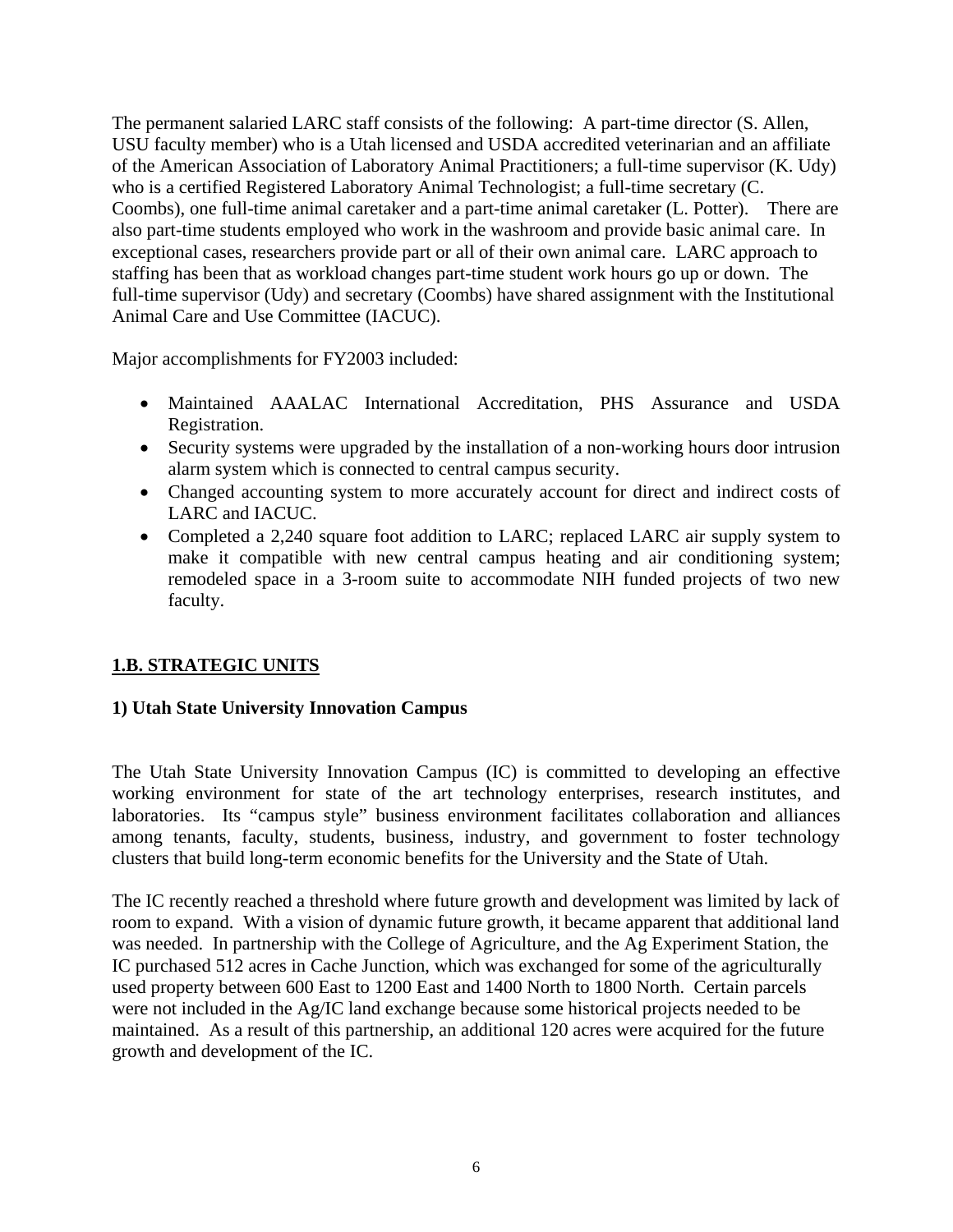The permanent salaried LARC staff consists of the following: A part-time director (S. Allen, USU faculty member) who is a Utah licensed and USDA accredited veterinarian and an affiliate of the American Association of Laboratory Animal Practitioners; a full-time supervisor (K. Udy) who is a certified Registered Laboratory Animal Technologist; a full-time secretary (C. Coombs), one full-time animal caretaker and a part-time animal caretaker (L. Potter). There are also part-time students employed who work in the washroom and provide basic animal care. In exceptional cases, researchers provide part or all of their own animal care. LARC approach to staffing has been that as workload changes part-time student work hours go up or down. The full-time supervisor (Udy) and secretary (Coombs) have shared assignment with the Institutional Animal Care and Use Committee (IACUC).

Major accomplishments for FY2003 included:

- Maintained AAALAC International Accreditation, PHS Assurance and USDA Registration.
- Security systems were upgraded by the installation of a non-working hours door intrusion alarm system which is connected to central campus security.
- Changed accounting system to more accurately account for direct and indirect costs of LARC and IACUC.
- Completed a 2,240 square foot addition to LARC; replaced LARC air supply system to make it compatible with new central campus heating and air conditioning system; remodeled space in a 3-room suite to accommodate NIH funded projects of two new faculty.

## 1.B. STRATEGIC UNITS

### 1) Utah State University Innovation Campus

The Utah State University Innovation Campus (IC) is committed to developing an effective working environment for state of the art technology enterprises, research institutes, and laboratories. Its "campus style" business environment facilitates collaboration and alliances among tenants, faculty, students, business, industry, and government to foster technology clusters that build long-term economic benefits for the University and the State of Utah.

The IC recently reached a threshold where future growth and development was limited by lack of room to expand. With a vision of dynamic future growth, it became apparent that additional land was needed. In partnership with the College of Agriculture, and the Ag Experiment Station, the IC purchased 512 acres in Cache Junction, which was exchanged for some of the agriculturally used property between 600 East to 1200 East and 1400 North to 1800 North. Certain parcels were not included in the Ag/IC land exchange because some historical projects needed to be maintained. As a result of this partnership, an additional 120 acres were acquired for the future growth and development of the IC.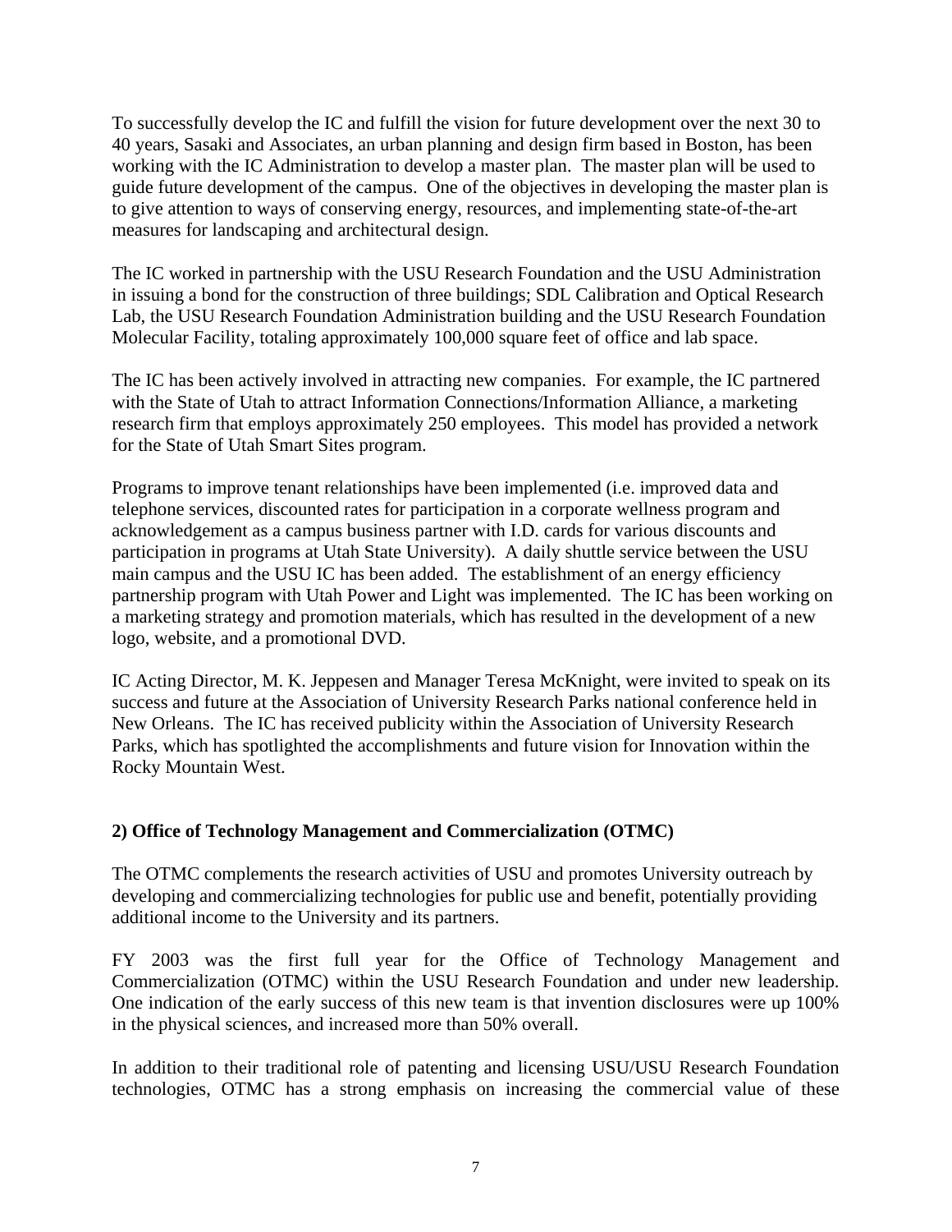To successfully develop the IC and fulfill the vision for future development over the next 30 to 40 years, Sasaki and Associates, an urban planning and design firm based in Boston, has been working with the IC Administration to develop a master plan. The master plan will be used to guide future development of the campus. One of the objectives in developing the master plan is to give attention to ways of conserving energy, resources, and implementing state-of-the-art measures for landscaping and architectural design.

The IC worked in partnership with the USU Research Foundation and the USU Administration in issuing a bond for the construction of three buildings; SDL Calibration and Optical Research Lab, the USU Research Foundation Administration building and the USU Research Foundation Molecular Facility, totaling approximately 100,000 square feet of office and lab space.

The IC has been actively involved in attracting new companies. For example, the IC partnered with the State of Utah to attract Information Connections/Information Alliance, a marketing research firm that employs approximately 250 employees. This model has provided a network for the State of Utah Smart Sites program.

Programs to improve tenant relationships have been implemented (i.e. improved data and telephone services, discounted rates for participation in a corporate wellness program and acknowledgement as a campus business partner with I.D. cards for various discounts and participation in programs at Utah State University). A daily shuttle service between the USU main campus and the USU IC has been added. The establishment of an energy efficiency partnership program with Utah Power and Light was implemented. The IC has been working on a marketing strategy and promotion materials, which has resulted in the development of a new logo, website, and a promotional DVD.

IC Acting Director, M. K. Jeppesen and Manager Teresa McKnight, were invited to speak on its success and future at the Association of University Research Parks national conference held in New Orleans. The IC has received publicity within the Association of University Research Parks, which has spotlighted the accomplishments and future vision for Innovation within the Rocky Mountain West.

**2) Office of Technology Management and Commercialization (OTMC)**

The OTMC complements the research activities of USU and promotes University outreach by developing and commercializing technologies for public use and benefit, potentially providing additional income to the University and its partners.

FY 2003 was the first full year for the Office of Technology Management and Commercialization (OTMC) within the USU Research Foundation and under new leadership. One indication of the early success of this new team is that invention disclosures were up 100% in the physical sciences, and increased more than 50% overall.

In addition to their traditional role of patenting and licensing USU/USU Research Foundation technologies, OTMC has a strong emphasis on increasing the commercial value of these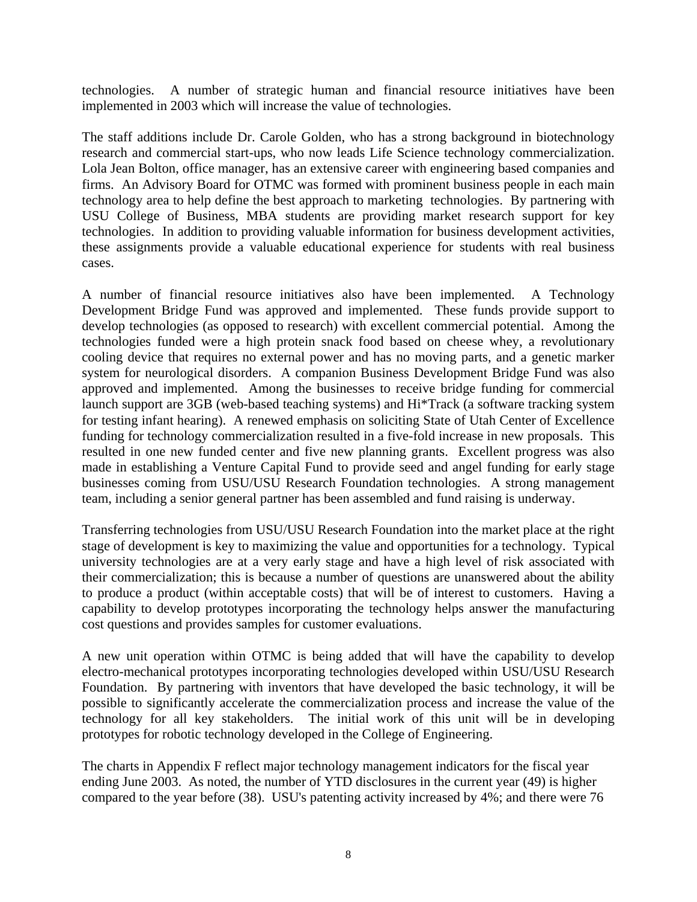technologies. A number of strategic human and financial resource initiatives have been implemented in 2003 which will increase the value of technologies.

The staff additions include Dr. Carole Golden, who has a strong background in biotechnology research and commercial start-ups, who now leads Life Science technology commercialization. Lola Jean Bolton, office manager, has an extensive career with engineering based companies and firms. An Advisory Board for OTMC was formed with prominent business people in each main technology area to help define the best approach to marketing technologies. By partnering with USU College of Business, MBA students are providing market research support for key technologies. In addition to providing valuable information for business development activities, these assignments provide a valuable educational experience for students with real business cases.

A number of financial resource initiatives also have been implemented. A Technology Development Bridge Fund was approved and implemented. These funds provide support to develop technologies (as opposed to research) with excellent commercial potential. Among the technologies funded were a high protein snack food based on cheese whey, a revolutionary cooling device that requires no external power and has no moving parts, and a genetic marker system for neurological disorders. A companion Business Development Bridge Fund was also approved and implemented. Among the businesses to receive bridge funding for commercial launch support are 3GB (web-based teaching systems) and Hi*Track (a software tracking system for testing infant hearing). A renewed emphasis on soliciting State of Utah Center of Excellence funding for technology commercialization resulted in a five-fold increase in new proposals. This resulted in one new funded center and five new planning grants. Excellent progress was also made in establishing a Venture Capital Fund to provide seed and angel funding for early stage businesses coming from USU/USU Research Foundation technologies. A strong management team, including a senior general partner has been assembled and fund raising is underway.

Transferring technologies from USU/USU Research Foundation into the market place at the right stage of development is key to maximizing the value and opportunities for a technology. Typical university technologies are at a very early stage and have a high level of risk associated with their commercialization; this is because a number of questions are unanswered about the ability to produce a product (within acceptable costs) that will be of interest to customers. Having a capability to develop prototypes incorporating the technology helps answer the manufacturing cost questions and provides samples for customer evaluations.

A new unit operation within OTMC is being added that will have the capability to develop electro-mechanical prototypes incorporating technologies developed within USU/USU Research Foundation. By partnering with inventors that have developed the basic technology, it will be possible to significantly accelerate the commercialization process and increase the value of the technology for all key stakeholders. The initial work of this unit will be in developing prototypes for robotic technology developed in the College of Engineering.

The charts in Appendix F reflect major technology management indicators for the fiscal year ending June 2003. As noted, the number of YTD disclosures in the current year (49) is higher compared to the year before (38). USU's patenting activity increased by 4%; and there were 76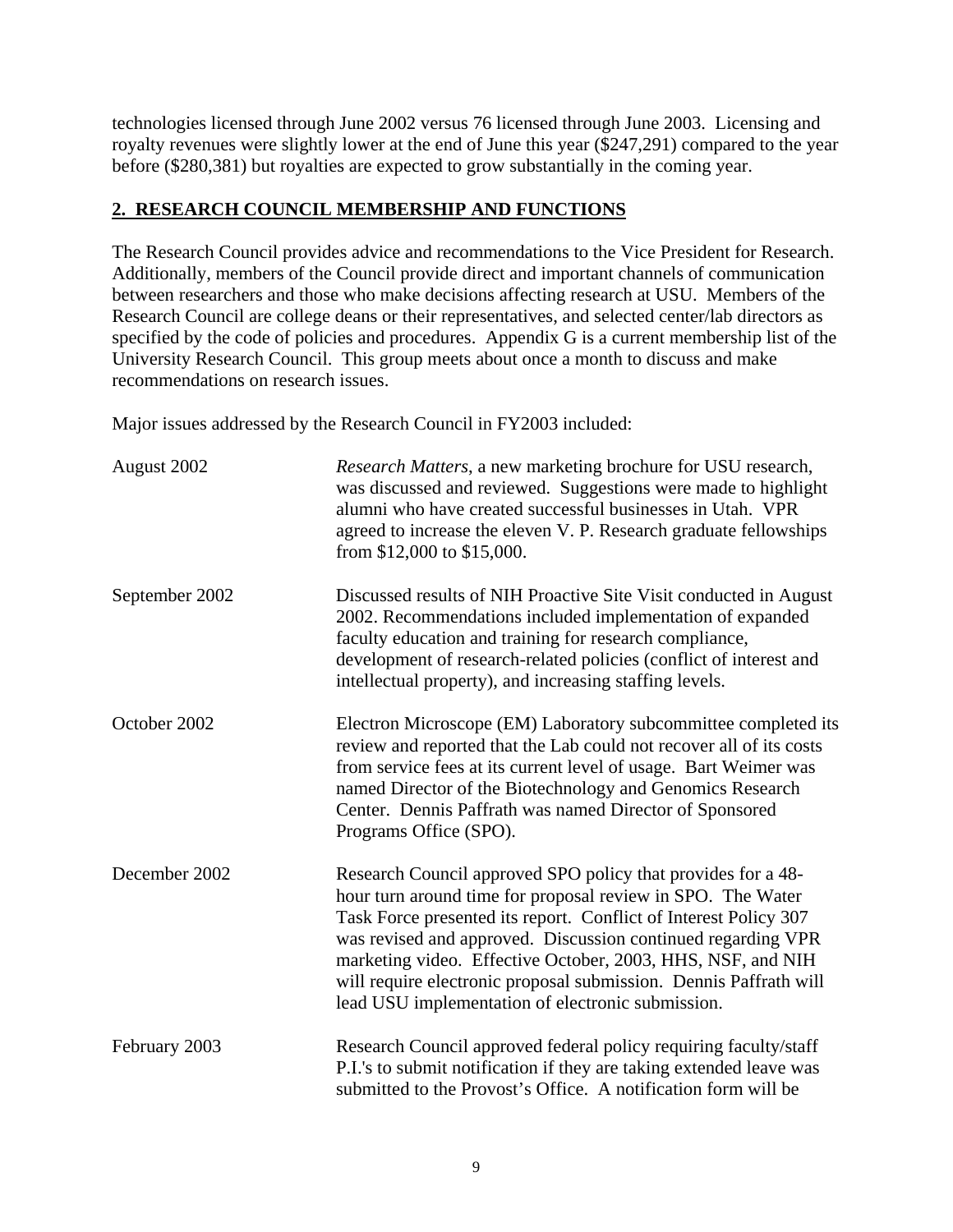technologies licensed through June 2002 versus 76 licensed through June 2003. Licensing and royalty revenues were slightly lower at the end of June this year ($247,291) compared to the year before ($280,381) but royalties are expected to grow substantially in the coming year.

## 2. RESEARCH COUNCIL MEMBERSHIP AND FUNCTIONS

The Research Council provides advice and recommendations to the Vice President for Research. Additionally, members of the Council provide direct and important channels of communication between researchers and those who make decisions affecting research at USU. Members of the Research Council are college deans or their representatives, and selected center/lab directors as specified by the code of policies and procedures. Appendix G is a current membership list of the University Research Council. This group meets about once a month to discuss and make recommendations on research issues.

Major issues addressed by the Research Council in FY2003 included:

| | |
|---|---|
| August 2002 | *Research Matters*, a new marketing brochure for USU research, was discussed and reviewed. Suggestions were made to highlight alumni who have created successful businesses in Utah. VPR agreed to increase the eleven V. P. Research graduate fellowships from $12,000 to $15,000. |
| September 2002 | Discussed results of NIH Proactive Site Visit conducted in August 2002. Recommendations included implementation of expanded faculty education and training for research compliance, development of research-related policies (conflict of interest and intellectual property), and increasing staffing levels. |
| October 2002 | Electron Microscope (EM) Laboratory subcommittee completed its review and reported that the Lab could not recover all of its costs from service fees at its current level of usage. Bart Weimer was named Director of the Biotechnology and Genomics Research Center. Dennis Paffrath was named Director of Sponsored Programs Office (SPO). |
| December 2002 | Research Council approved SPO policy that provides for a 48-hour turn around time for proposal review in SPO. The Water Task Force presented its report. Conflict of Interest Policy 307 was revised and approved. Discussion continued regarding VPR marketing video. Effective October, 2003, HHS, NSF, and NIH will require electronic proposal submission. Dennis Paffrath will lead USU implementation of electronic submission. |
| February 2003 | Research Council approved federal policy requiring faculty/staff P.I.'s to submit notification if they are taking extended leave was submitted to the Provost's Office. A notification form will be |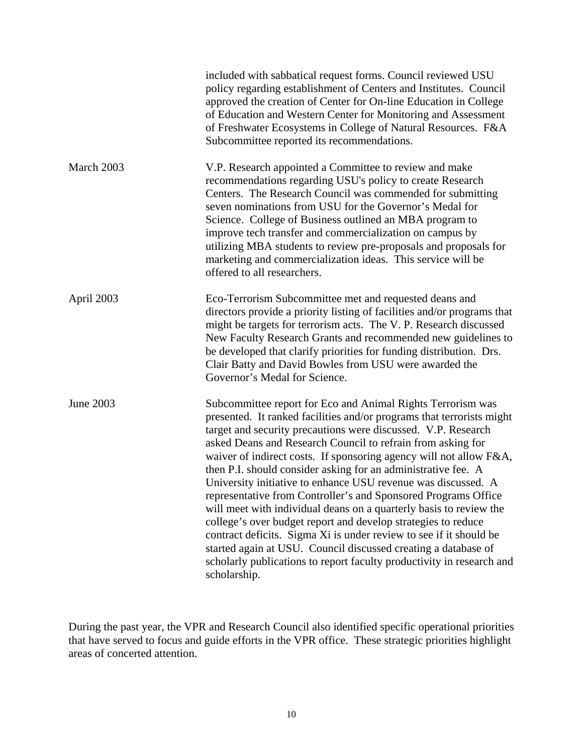| | |
|---|---|
| | included with sabbatical request forms. Council reviewed USU policy regarding establishment of Centers and Institutes. Council approved the creation of Center for On-line Education in College of Education and Western Center for Monitoring and Assessment of Freshwater Ecosystems in College of Natural Resources. F&A Subcommittee reported its recommendations. |
| March 2003 | V.P. Research appointed a Committee to review and make recommendations regarding USU's policy to create Research Centers. The Research Council was commended for submitting seven nominations from USU for the Governor's Medal for Science. College of Business outlined an MBA program to improve tech transfer and commercialization on campus by utilizing MBA students to review pre-proposals and proposals for marketing and commercialization ideas. This service will be offered to all researchers. |
| April 2003 | Eco-Terrorism Subcommittee met and requested deans and directors provide a priority listing of facilities and/or programs that might be targets for terrorism acts. The V. P. Research discussed New Faculty Research Grants and recommended new guidelines to be developed that clarify priorities for funding distribution. Drs. Clair Batty and David Bowles from USU were awarded the Governor's Medal for Science. |
| June 2003 | Subcommittee report for Eco and Animal Rights Terrorism was presented. It ranked facilities and/or programs that terrorists might target and security precautions were discussed. V.P. Research asked Deans and Research Council to refrain from asking for waiver of indirect costs. If sponsoring agency will not allow F&A, then P.I. should consider asking for an administrative fee. A University initiative to enhance USU revenue was discussed. A representative from Controller's and Sponsored Programs Office will meet with individual deans on a quarterly basis to review the college's over budget report and develop strategies to reduce contract deficits. Sigma Xi is under review to see if it should be started again at USU. Council discussed creating a database of scholarly publications to report faculty productivity in research and scholarship. |

During the past year, the VPR and Research Council also identified specific operational priorities that have served to focus and guide efforts in the VPR office. These strategic priorities highlight areas of concerted attention.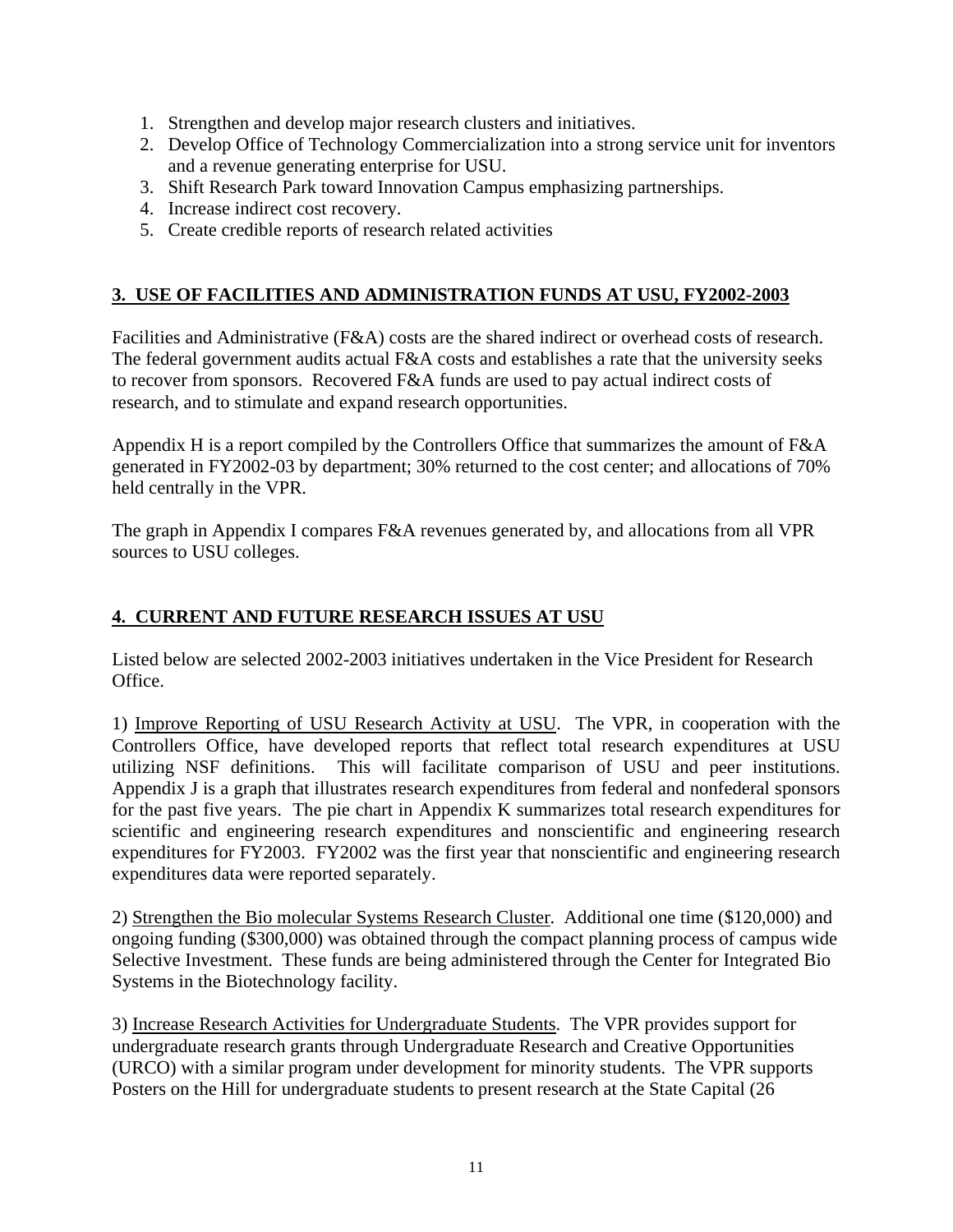1. Strengthen and develop major research clusters and initiatives.
2. Develop Office of Technology Commercialization into a strong service unit for inventors and a revenue generating enterprise for USU.
3. Shift Research Park toward Innovation Campus emphasizing partnerships.
4. Increase indirect cost recovery.
5. Create credible reports of research related activities

## 3. USE OF FACILITIES AND ADMINISTRATION FUNDS AT USU, FY2002-2003

Facilities and Administrative (F&A) costs are the shared indirect or overhead costs of research. The federal government audits actual F&A costs and establishes a rate that the university seeks to recover from sponsors. Recovered F&A funds are used to pay actual indirect costs of research, and to stimulate and expand research opportunities.

Appendix H is a report compiled by the Controllers Office that summarizes the amount of F&A generated in FY2002-03 by department; 30% returned to the cost center; and allocations of 70% held centrally in the VPR.

The graph in Appendix I compares F&A revenues generated by, and allocations from all VPR sources to USU colleges.

## 4. CURRENT AND FUTURE RESEARCH ISSUES AT USU

Listed below are selected 2002-2003 initiatives undertaken in the Vice President for Research Office.

1) Improve Reporting of USU Research Activity at USU. The VPR, in cooperation with the Controllers Office, have developed reports that reflect total research expenditures at USU utilizing NSF definitions. This will facilitate comparison of USU and peer institutions. Appendix J is a graph that illustrates research expenditures from federal and nonfederal sponsors for the past five years. The pie chart in Appendix K summarizes total research expenditures for scientific and engineering research expenditures and nonscientific and engineering research expenditures for FY2003. FY2002 was the first year that nonscientific and engineering research expenditures data were reported separately.

2) Strengthen the Bio molecular Systems Research Cluster. Additional one time ($120,000) and ongoing funding ($300,000) was obtained through the compact planning process of campus wide Selective Investment. These funds are being administered through the Center for Integrated Bio Systems in the Biotechnology facility.

3) Increase Research Activities for Undergraduate Students. The VPR provides support for undergraduate research grants through Undergraduate Research and Creative Opportunities (URCO) with a similar program under development for minority students. The VPR supports Posters on the Hill for undergraduate students to present research at the State Capital (26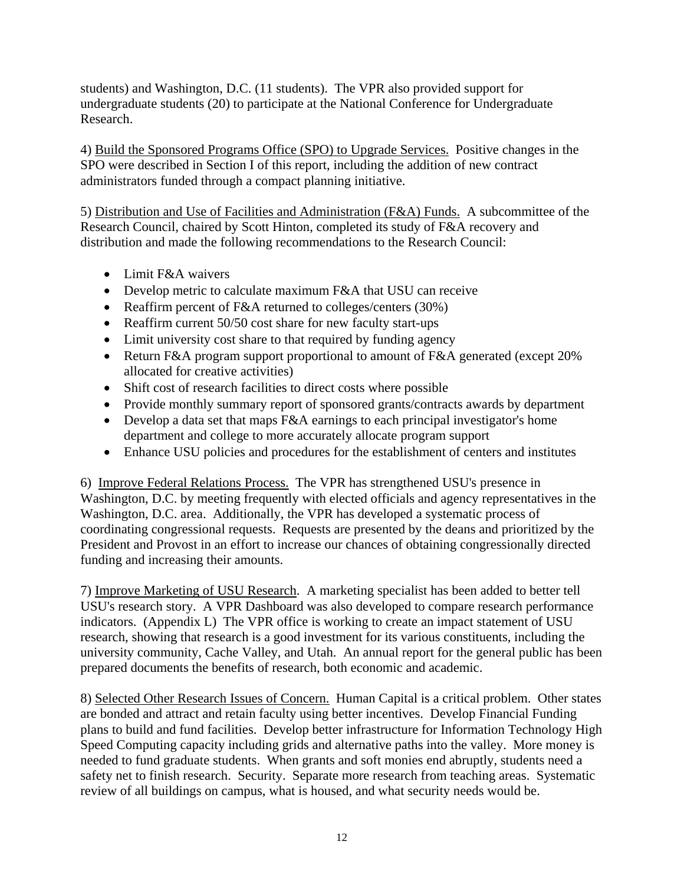students) and Washington, D.C. (11 students). The VPR also provided support for undergraduate students (20) to participate at the National Conference for Undergraduate Research.

4) <u>Build the Sponsored Programs Office (SPO) to Upgrade Services.</u> Positive changes in the SPO were described in Section I of this report, including the addition of new contract administrators funded through a compact planning initiative.

5) <u>Distribution and Use of Facilities and Administration (F&A) Funds.</u> A subcommittee of the Research Council, chaired by Scott Hinton, completed its study of F&A recovery and distribution and made the following recommendations to the Research Council:

- Limit F&A waivers
- Develop metric to calculate maximum F&A that USU can receive
- Reaffirm percent of F&A returned to colleges/centers (30%)
- Reaffirm current 50/50 cost share for new faculty start-ups
- Limit university cost share to that required by funding agency
- Return F&A program support proportional to amount of F&A generated (except 20% allocated for creative activities)
- Shift cost of research facilities to direct costs where possible
- Provide monthly summary report of sponsored grants/contracts awards by department
- Develop a data set that maps F&A earnings to each principal investigator's home department and college to more accurately allocate program support
- Enhance USU policies and procedures for the establishment of centers and institutes

6) <u>Improve Federal Relations Process.</u> The VPR has strengthened USU's presence in Washington, D.C. by meeting frequently with elected officials and agency representatives in the Washington, D.C. area. Additionally, the VPR has developed a systematic process of coordinating congressional requests. Requests are presented by the deans and prioritized by the President and Provost in an effort to increase our chances of obtaining congressionally directed funding and increasing their amounts.

7) <u>Improve Marketing of USU Research</u>. A marketing specialist has been added to better tell USU's research story. A VPR Dashboard was also developed to compare research performance indicators. (Appendix L) The VPR office is working to create an impact statement of USU research, showing that research is a good investment for its various constituents, including the university community, Cache Valley, and Utah. An annual report for the general public has been prepared documents the benefits of research, both economic and academic.

8) <u>Selected Other Research Issues of Concern.</u> Human Capital is a critical problem. Other states are bonded and attract and retain faculty using better incentives. Develop Financial Funding plans to build and fund facilities. Develop better infrastructure for Information Technology High Speed Computing capacity including grids and alternative paths into the valley. More money is needed to fund graduate students. When grants and soft monies end abruptly, students need a safety net to finish research. Security. Separate more research from teaching areas. Systematic review of all buildings on campus, what is housed, and what security needs would be.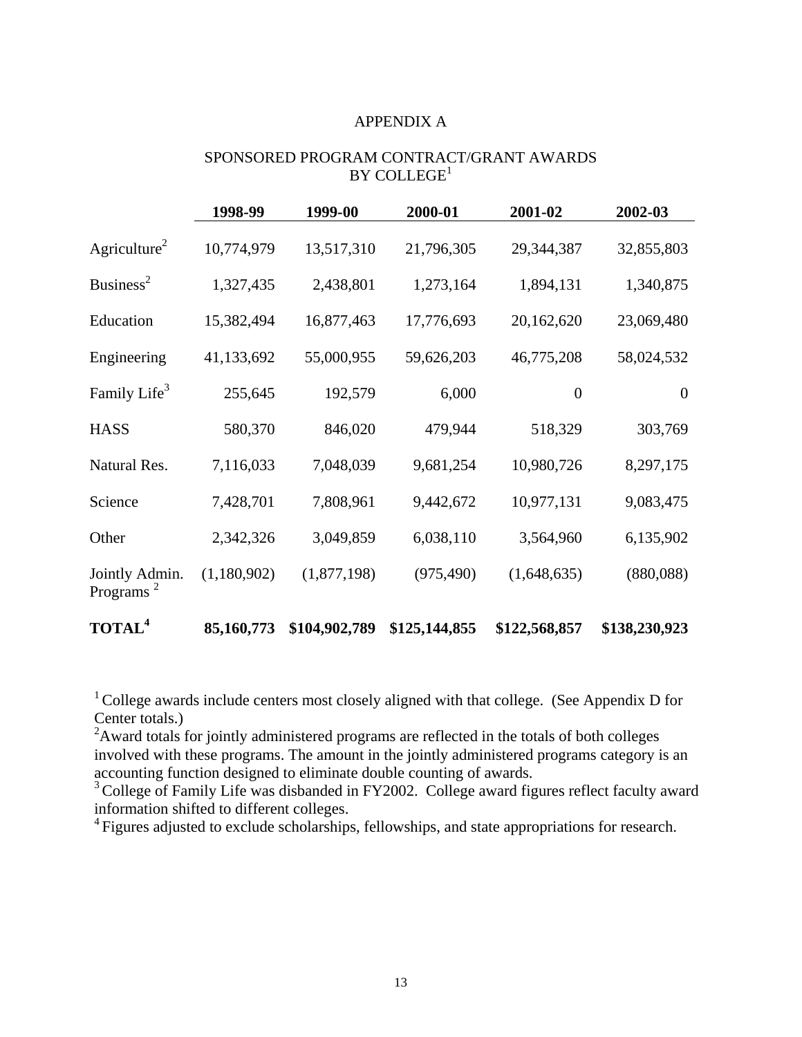# APPENDIX A

## SPONSORED PROGRAM CONTRACT/GRANT AWARDS BY COLLEGE[1]

| | 1998-99 | 1999-00 | 2000-01 | 2001-02 | 2002-03 |
|---|---|---|---|---|---|
| Agriculture[2] | 10,774,979 | 13,517,310 | 21,796,305 | 29,344,387 | 32,855,803 |
| Business[2] | 1,327,435 | 2,438,801 | 1,273,164 | 1,894,131 | 1,340,875 |
| Education | 15,382,494 | 16,877,463 | 17,776,693 | 20,162,620 | 23,069,480 |
| Engineering | 41,133,692 | 55,000,955 | 59,626,203 | 46,775,208 | 58,024,532 |
| Family Life[3] | 255,645 | 192,579 | 6,000 | 0 | 0 |
| HASS | 580,370 | 846,020 | 479,944 | 518,329 | 303,769 |
| Natural Res. | 7,116,033 | 7,048,039 | 9,681,254 | 10,980,726 | 8,297,175 |
| Science | 7,428,701 | 7,808,961 | 9,442,672 | 10,977,131 | 9,083,475 |
| Other | 2,342,326 | 3,049,859 | 6,038,110 | 3,564,960 | 6,135,902 |
| Jointly Admin. Programs [2] | (1,180,902) | (1,877,198) | (975,490) | (1,648,635) | (880,088) |
| **TOTAL[4]** | **85,160,773** | **\$104,902,789** | **\$125,144,855** | **\$122,568,857** | **\$138,230,923** |

[1] College awards include centers most closely aligned with that college. (See Appendix D for Center totals.)

[2] Award totals for jointly administered programs are reflected in the totals of both colleges involved with these programs. The amount in the jointly administered programs category is an accounting function designed to eliminate double counting of awards.

[3] College of Family Life was disbanded in FY2002. College award figures reflect faculty award information shifted to different colleges.

[4] Figures adjusted to exclude scholarships, fellowships, and state appropriations for research.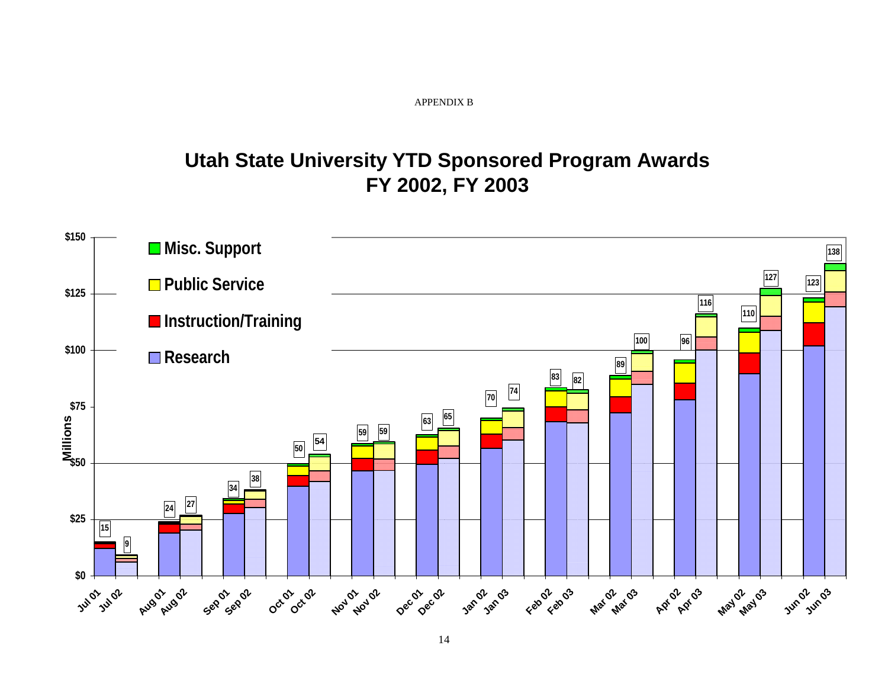APPENDIX B

# Utah State University YTD Sponsored Program Awards
# FY 2002, FY 2003

Legend: Misc. Support; Public Service; Instruction/Training; Research

Y-axis: Millions ($0, $25, $50, $75, $100, $125, $150)

| Month | FY 2002 (Millions) | FY 2003 (Millions) |
|---|---|---|
| Jul | 15 | 9 |
| Aug | 24 | 27 |
| Sep | 34 | 38 |
| Oct | 50 | 54 |
| Nov | 59 | 59 |
| Dec | 63 | 65 |
| Jan | 70 | 74 |
| Feb | 83 | 82 |
| Mar | 89 | 100 |
| Apr | 96 | 116 |
| May | 110 | 127 |
| Jun | 123 | 138 |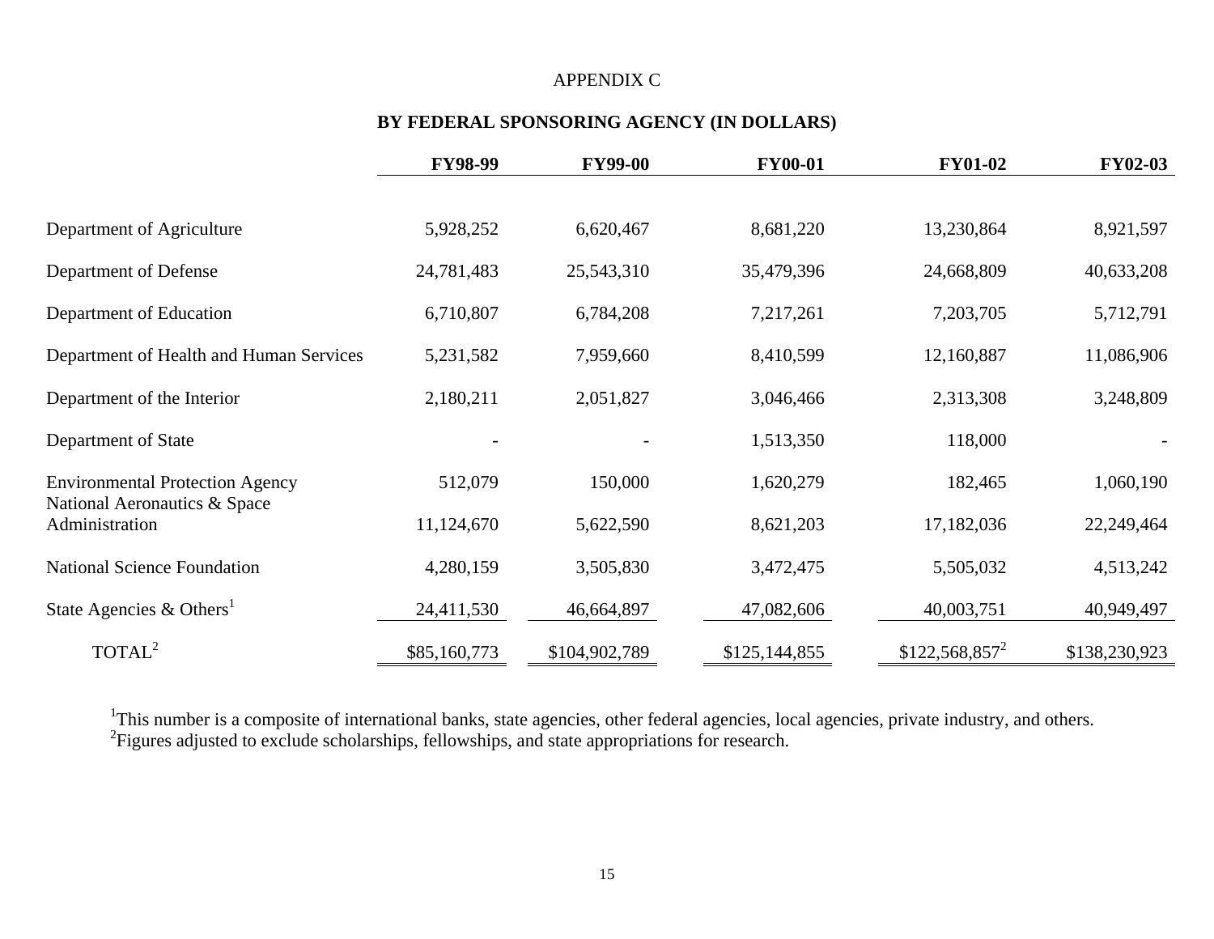APPENDIX C

## BY FEDERAL SPONSORING AGENCY (IN DOLLARS)

| | FY98-99 | FY99-00 | FY00-01 | FY01-02 | FY02-03 |
|---|---|---|---|---|---|
| Department of Agriculture | 5,928,252 | 6,620,467 | 8,681,220 | 13,230,864 | 8,921,597 |
| Department of Defense | 24,781,483 | 25,543,310 | 35,479,396 | 24,668,809 | 40,633,208 |
| Department of Education | 6,710,807 | 6,784,208 | 7,217,261 | 7,203,705 | 5,712,791 |
| Department of Health and Human Services | 5,231,582 | 7,959,660 | 8,410,599 | 12,160,887 | 11,086,906 |
| Department of the Interior | 2,180,211 | 2,051,827 | 3,046,466 | 2,313,308 | 3,248,809 |
| Department of State | - | - | 1,513,350 | 118,000 | - |
| Environmental Protection Agency | 512,079 | 150,000 | 1,620,279 | 182,465 | 1,060,190 |
| National Aeronautics & Space Administration | 11,124,670 | 5,622,590 | 8,621,203 | 17,182,036 | 22,249,464 |
| National Science Foundation | 4,280,159 | 3,505,830 | 3,472,475 | 5,505,032 | 4,513,242 |
| State Agencies & Others[1] | 24,411,530 | 46,664,897 | 47,082,606 | 40,003,751 | 40,949,497 |
| TOTAL[2] | \$85,160,773 | \$104,902,789 | \$125,144,855 | \$122,568,857[2] | \$138,230,923 |

[1]This number is a composite of international banks, state agencies, other federal agencies, local agencies, private industry, and others.
[2]Figures adjusted to exclude scholarships, fellowships, and state appropriations for research.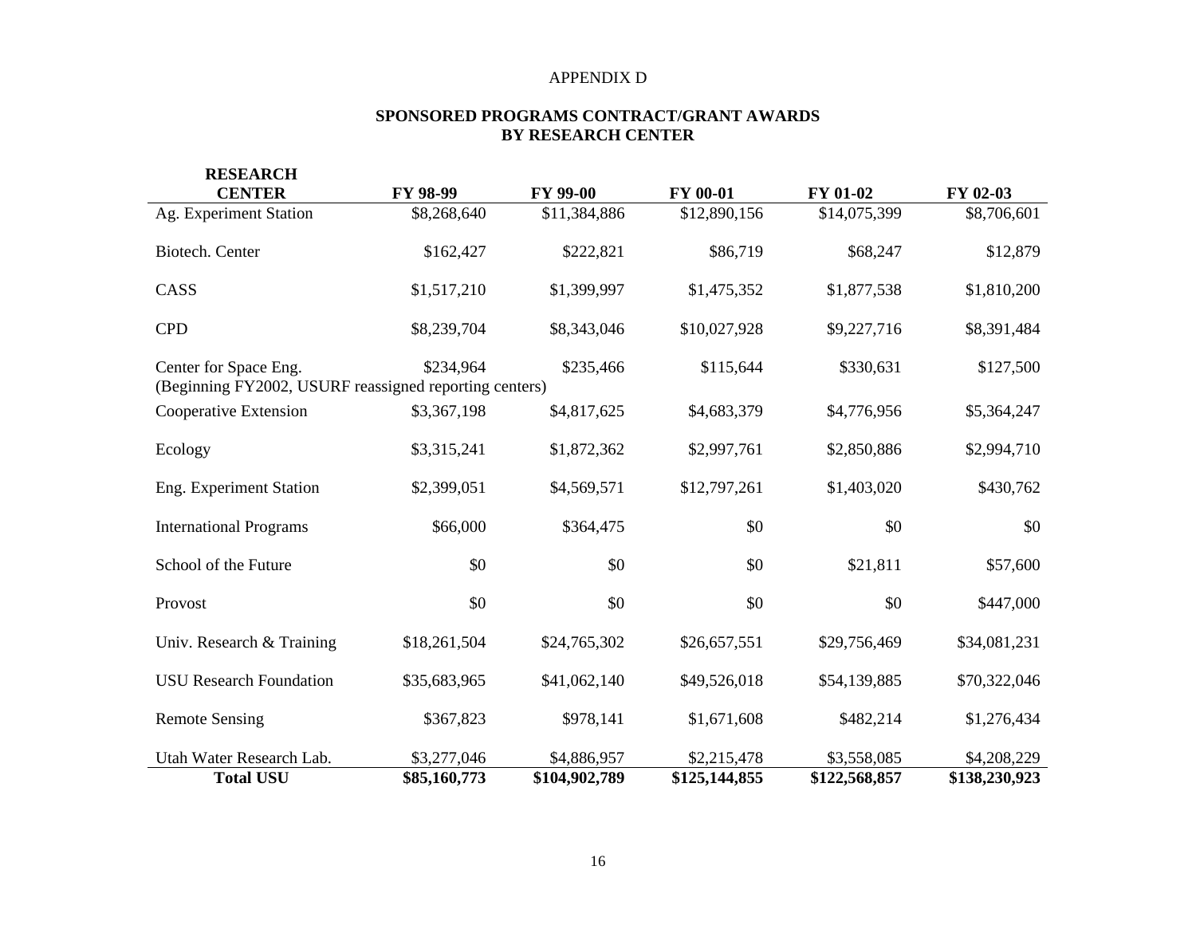APPENDIX D

**SPONSORED PROGRAMS CONTRACT/GRANT AWARDS BY RESEARCH CENTER**

| RESEARCH CENTER | FY 98-99 | FY 99-00 | FY 00-01 | FY 01-02 | FY 02-03 |
|---|---|---|---|---|---|
| Ag. Experiment Station | $8,268,640 | $11,384,886 | $12,890,156 | $14,075,399 | $8,706,601 |
| Biotech. Center | $162,427 | $222,821 | $86,719 | $68,247 | $12,879 |
| CASS | $1,517,210 | $1,399,997 | $1,475,352 | $1,877,538 | $1,810,200 |
| CPD | $8,239,704 | $8,343,046 | $10,027,928 | $9,227,716 | $8,391,484 |
| Center for Space Eng. (Beginning FY2002, USURF reassigned reporting centers) | $234,964 | $235,466 | $115,644 | $330,631 | $127,500 |
| Cooperative Extension | $3,367,198 | $4,817,625 | $4,683,379 | $4,776,956 | $5,364,247 |
| Ecology | $3,315,241 | $1,872,362 | $2,997,761 | $2,850,886 | $2,994,710 |
| Eng. Experiment Station | $2,399,051 | $4,569,571 | $12,797,261 | $1,403,020 | $430,762 |
| International Programs | $66,000 | $364,475 | $0 | $0 | $0 |
| School of the Future | $0 | $0 | $0 | $21,811 | $57,600 |
| Provost | $0 | $0 | $0 | $0 | $447,000 |
| Univ. Research & Training | $18,261,504 | $24,765,302 | $26,657,551 | $29,756,469 | $34,081,231 |
| USU Research Foundation | $35,683,965 | $41,062,140 | $49,526,018 | $54,139,885 | $70,322,046 |
| Remote Sensing | $367,823 | $978,141 | $1,671,608 | $482,214 | $1,276,434 |
| Utah Water Research Lab. | $3,277,046 | $4,886,957 | $2,215,478 | $3,558,085 | $4,208,229 |
| **Total USU** | **$85,160,773** | **$104,902,789** | **$125,144,855** | **$122,568,857** | **$138,230,923** |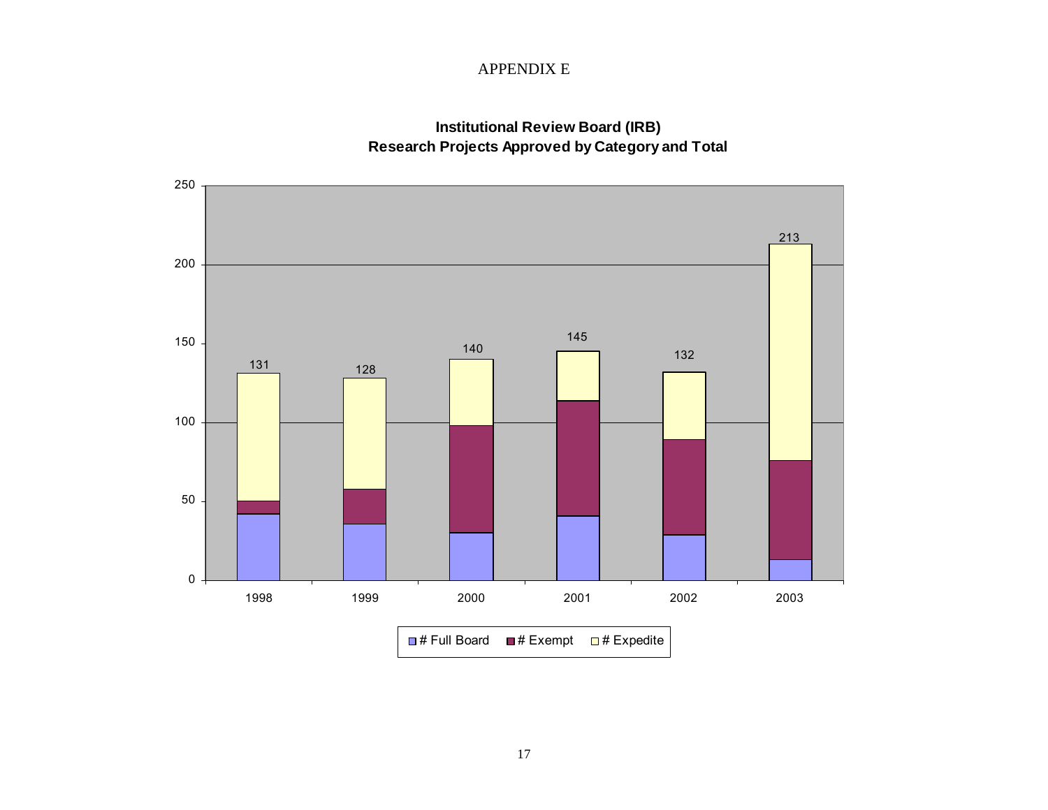APPENDIX E

**Institutional Review Board (IRB)**
**Research Projects Approved by Category and Total**

| Year | Total |
|---|---|
| 1998 | 131 |
| 1999 | 128 |
| 2000 | 140 |
| 2001 | 145 |
| 2002 | 132 |
| 2003 | 213 |

# Full Board   # Exempt   # Expedite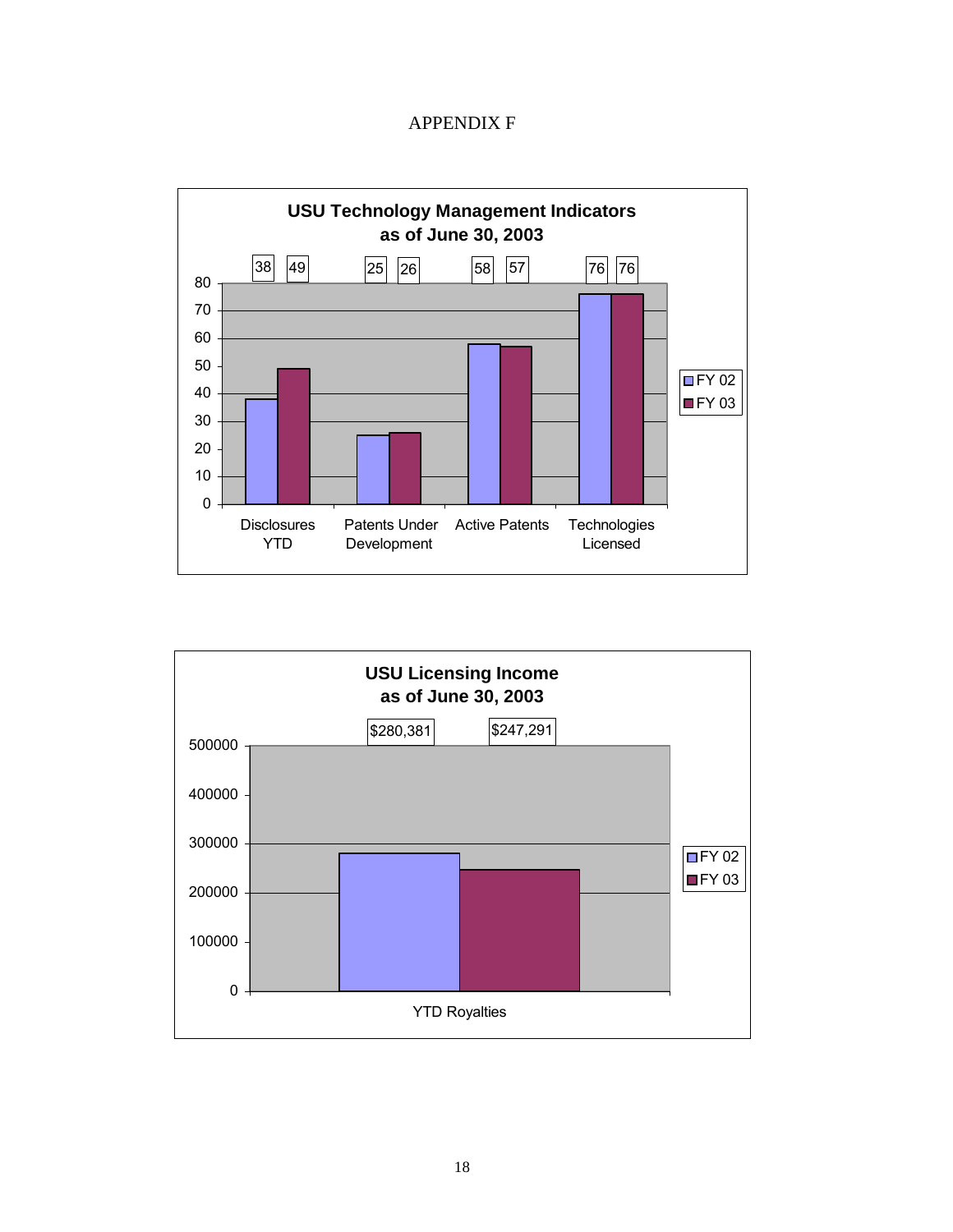# APPENDIX F

**USU Technology Management Indicators as of June 30, 2003**

| | FY 02 | FY 03 |
|---|---|---|
| Disclosures YTD | 38 | 49 |
| Patents Under Development | 25 | 26 |
| Active Patents | 58 | 57 |
| Technologies Licensed | 76 | 76 |

**USU Licensing Income as of June 30, 2003**

| | FY 02 | FY 03 |
|---|---|---|
| YTD Royalties | $280,381 | $247,291 |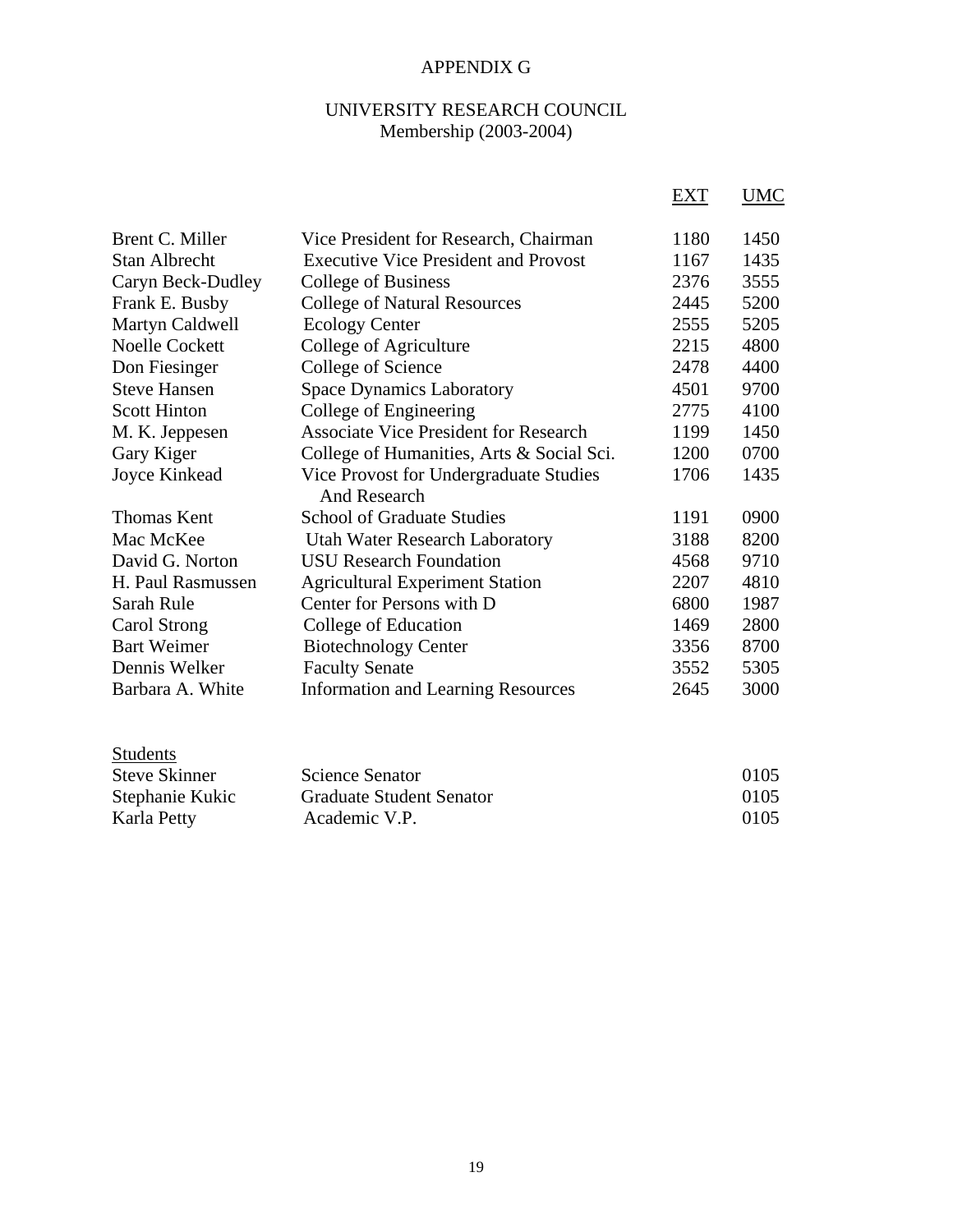# APPENDIX G

## UNIVERSITY RESEARCH COUNCIL
Membership (2003-2004)

| | | EXT | UMC |
|---|---|---|---|
| Brent C. Miller | Vice President for Research, Chairman | 1180 | 1450 |
| Stan Albrecht | Executive Vice President and Provost | 1167 | 1435 |
| Caryn Beck-Dudley | College of Business | 2376 | 3555 |
| Frank E. Busby | College of Natural Resources | 2445 | 5200 |
| Martyn Caldwell | Ecology Center | 2555 | 5205 |
| Noelle Cockett | College of Agriculture | 2215 | 4800 |
| Don Fiesinger | College of Science | 2478 | 4400 |
| Steve Hansen | Space Dynamics Laboratory | 4501 | 9700 |
| Scott Hinton | College of Engineering | 2775 | 4100 |
| M. K. Jeppesen | Associate Vice President for Research | 1199 | 1450 |
| Gary Kiger | College of Humanities, Arts & Social Sci. | 1200 | 0700 |
| Joyce Kinkead | Vice Provost for Undergraduate Studies And Research | 1706 | 1435 |
| Thomas Kent | School of Graduate Studies | 1191 | 0900 |
| Mac McKee | Utah Water Research Laboratory | 3188 | 8200 |
| David G. Norton | USU Research Foundation | 4568 | 9710 |
| H. Paul Rasmussen | Agricultural Experiment Station | 2207 | 4810 |
| Sarah Rule | Center for Persons with D | 6800 | 1987 |
| Carol Strong | College of Education | 1469 | 2800 |
| Bart Weimer | Biotechnology Center | 3356 | 8700 |
| Dennis Welker | Faculty Senate | 3552 | 5305 |
| Barbara A. White | Information and Learning Resources | 2645 | 3000 |

**Students**

| | | | |
|---|---|---|---|
| Steve Skinner | Science Senator | | 0105 |
| Stephanie Kukic | Graduate Student Senator | | 0105 |
| Karla Petty | Academic V.P. | | 0105 |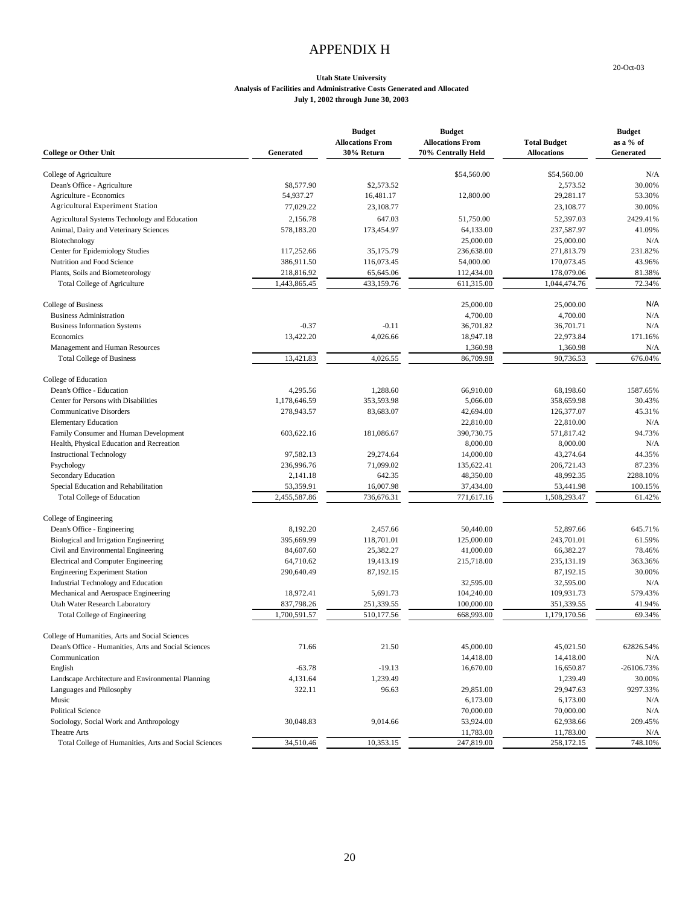# APPENDIX H

20-Oct-03

**Utah State University**
**Analysis of Facilities and Administrative Costs Generated and Allocated**
**July 1, 2002 through June 30, 2003**

| College or Other Unit | Generated | Budget Allocations From 30% Return | Budget Allocations From 70% Centrally Held | Total Budget Allocations | Budget as a % of Generated |
|---|---|---|---|---|---|
| College of Agriculture | | | $54,560.00 | $54,560.00 | N/A |
| Dean's Office - Agriculture | $8,577.90 | $2,573.52 | | 2,573.52 | 30.00% |
| Agriculture - Economics | 54,937.27 | 16,481.17 | 12,800.00 | 29,281.17 | 53.30% |
| Agricultural Experiment Station | 77,029.22 | 23,108.77 | | 23,108.77 | 30.00% |
| Agricultural Systems Technology and Education | 2,156.78 | 647.03 | 51,750.00 | 52,397.03 | 2429.41% |
| Animal, Dairy and Veterinary Sciences | 578,183.20 | 173,454.97 | 64,133.00 | 237,587.97 | 41.09% |
| Biotechnology | | | 25,000.00 | 25,000.00 | N/A |
| Center for Epidemiology Studies | 117,252.66 | 35,175.79 | 236,638.00 | 271,813.79 | 231.82% |
| Nutrition and Food Science | 386,911.50 | 116,073.45 | 54,000.00 | 170,073.45 | 43.96% |
| Plants, Soils and Biometeorology | 218,816.92 | 65,645.06 | 112,434.00 | 178,079.06 | 81.38% |
| Total College of Agriculture | 1,443,865.45 | 433,159.76 | 611,315.00 | 1,044,474.76 | 72.34% |
| College of Business | | | 25,000.00 | 25,000.00 | N/A |
| Business Administration | | | 4,700.00 | 4,700.00 | N/A |
| Business Information Systems | -0.37 | -0.11 | 36,701.82 | 36,701.71 | N/A |
| Economics | 13,422.20 | 4,026.66 | 18,947.18 | 22,973.84 | 171.16% |
| Management and Human Resources | | | 1,360.98 | 1,360.98 | N/A |
| Total College of Business | 13,421.83 | 4,026.55 | 86,709.98 | 90,736.53 | 676.04% |
| College of Education | | | | | |
| Dean's Office - Education | 4,295.56 | 1,288.60 | 66,910.00 | 68,198.60 | 1587.65% |
| Center for Persons with Disabilities | 1,178,646.59 | 353,593.98 | 5,066.00 | 358,659.98 | 30.43% |
| Communicative Disorders | 278,943.57 | 83,683.07 | 42,694.00 | 126,377.07 | 45.31% |
| Elementary Education | | | 22,810.00 | 22,810.00 | N/A |
| Family Consumer and Human Development | 603,622.16 | 181,086.67 | 390,730.75 | 571,817.42 | 94.73% |
| Health, Physical Education and Recreation | | | 8,000.00 | 8,000.00 | N/A |
| Instructional Technology | 97,582.13 | 29,274.64 | 14,000.00 | 43,274.64 | 44.35% |
| Psychology | 236,996.76 | 71,099.02 | 135,622.41 | 206,721.43 | 87.23% |
| Secondary Education | 2,141.18 | 642.35 | 48,350.00 | 48,992.35 | 2288.10% |
| Special Education and Rehabilitation | 53,359.91 | 16,007.98 | 37,434.00 | 53,441.98 | 100.15% |
| Total College of Education | 2,455,587.86 | 736,676.31 | 771,617.16 | 1,508,293.47 | 61.42% |
| College of Engineering | | | | | |
| Dean's Office - Engineering | 8,192.20 | 2,457.66 | 50,440.00 | 52,897.66 | 645.71% |
| Biological and Irrigation Engineering | 395,669.99 | 118,701.01 | 125,000.00 | 243,701.01 | 61.59% |
| Civil and Environmental Engineering | 84,607.60 | 25,382.27 | 41,000.00 | 66,382.27 | 78.46% |
| Electrical and Computer Engineering | 64,710.62 | 19,413.19 | 215,718.00 | 235,131.19 | 363.36% |
| Engineering Experiment Station | 290,640.49 | 87,192.15 | | 87,192.15 | 30.00% |
| Industrial Technology and Education | | | 32,595.00 | 32,595.00 | N/A |
| Mechanical and Aerospace Engineering | 18,972.41 | 5,691.73 | 104,240.00 | 109,931.73 | 579.43% |
| Utah Water Research Laboratory | 837,798.26 | 251,339.55 | 100,000.00 | 351,339.55 | 41.94% |
| Total College of Engineering | 1,700,591.57 | 510,177.56 | 668,993.00 | 1,179,170.56 | 69.34% |
| College of Humanities, Arts and Social Sciences | | | | | |
| Dean's Office - Humanities, Arts and Social Sciences | 71.66 | 21.50 | 45,000.00 | 45,021.50 | 62826.54% |
| Communication | | | 14,418.00 | 14,418.00 | N/A |
| English | -63.78 | -19.13 | 16,670.00 | 16,650.87 | -26106.73% |
| Landscape Architecture and Environmental Planning | 4,131.64 | 1,239.49 | | 1,239.49 | 30.00% |
| Languages and Philosophy | 322.11 | 96.63 | 29,851.00 | 29,947.63 | 9297.33% |
| Music | | | 6,173.00 | 6,173.00 | N/A |
| Political Science | | | 70,000.00 | 70,000.00 | N/A |
| Sociology, Social Work and Anthropology | 30,048.83 | 9,014.66 | 53,924.00 | 62,938.66 | 209.45% |
| Theatre Arts | | | 11,783.00 | 11,783.00 | N/A |
| Total College of Humanities, Arts and Social Sciences | 34,510.46 | 10,353.15 | 247,819.00 | 258,172.15 | 748.10% |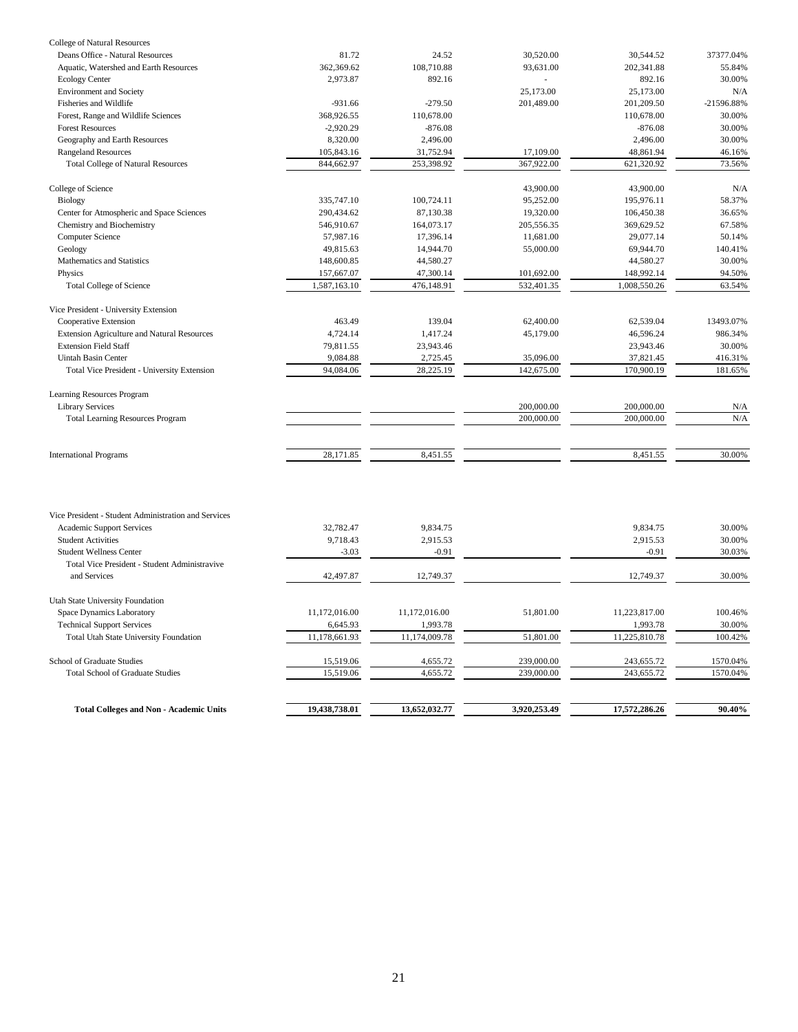| | | | | | |
|---|---|---|---|---|---|
| College of Natural Resources | | | | | |
| Deans Office - Natural Resources | 81.72 | 24.52 | 30,520.00 | 30,544.52 | 37377.04% |
| Aquatic, Watershed and Earth Resources | 362,369.62 | 108,710.88 | 93,631.00 | 202,341.88 | 55.84% |
| Ecology Center | 2,973.87 | 892.16 | - | 892.16 | 30.00% |
| Environment and Society | | | 25,173.00 | 25,173.00 | N/A |
| Fisheries and Wildlife | -931.66 | -279.50 | 201,489.00 | 201,209.50 | -21596.88% |
| Forest, Range and Wildlife Sciences | 368,926.55 | 110,678.00 | | 110,678.00 | 30.00% |
| Forest Resources | -2,920.29 | -876.08 | | -876.08 | 30.00% |
| Geography and Earth Resources | 8,320.00 | 2,496.00 | | 2,496.00 | 30.00% |
| Rangeland Resources | 105,843.16 | 31,752.94 | 17,109.00 | 48,861.94 | 46.16% |
| Total College of Natural Resources | 844,662.97 | 253,398.92 | 367,922.00 | 621,320.92 | 73.56% |
| | | | | | |
| College of Science | | | 43,900.00 | 43,900.00 | N/A |
| Biology | 335,747.10 | 100,724.11 | 95,252.00 | 195,976.11 | 58.37% |
| Center for Atmospheric and Space Sciences | 290,434.62 | 87,130.38 | 19,320.00 | 106,450.38 | 36.65% |
| Chemistry and Biochemistry | 546,910.67 | 164,073.17 | 205,556.35 | 369,629.52 | 67.58% |
| Computer Science | 57,987.16 | 17,396.14 | 11,681.00 | 29,077.14 | 50.14% |
| Geology | 49,815.63 | 14,944.70 | 55,000.00 | 69,944.70 | 140.41% |
| Mathematics and Statistics | 148,600.85 | 44,580.27 | | 44,580.27 | 30.00% |
| Physics | 157,667.07 | 47,300.14 | 101,692.00 | 148,992.14 | 94.50% |
| Total College of Science | 1,587,163.10 | 476,148.91 | 532,401.35 | 1,008,550.26 | 63.54% |
| | | | | | |
| Vice President - University Extension | | | | | |
| Cooperative Extension | 463.49 | 139.04 | 62,400.00 | 62,539.04 | 13493.07% |
| Extension Agriculture and Natural Resources | 4,724.14 | 1,417.24 | 45,179.00 | 46,596.24 | 986.34% |
| Extension Field Staff | 79,811.55 | 23,943.46 | | 23,943.46 | 30.00% |
| Uintah Basin Center | 9,084.88 | 2,725.45 | 35,096.00 | 37,821.45 | 416.31% |
| Total Vice President - University Extension | 94,084.06 | 28,225.19 | 142,675.00 | 170,900.19 | 181.65% |
| | | | | | |
| Learning Resources Program | | | | | |
| Library Services | | | 200,000.00 | 200,000.00 | N/A |
| Total Learning Resources Program | | | 200,000.00 | 200,000.00 | N/A |
| | | | | | |
| International Programs | 28,171.85 | 8,451.55 | | 8,451.55 | 30.00% |
| | | | | | |
| Vice President - Student Administration and Services | | | | | |
| Academic Support Services | 32,782.47 | 9,834.75 | | 9,834.75 | 30.00% |
| Student Activities | 9,718.43 | 2,915.53 | | 2,915.53 | 30.00% |
| Student Wellness Center | -3.03 | -0.91 | | -0.91 | 30.03% |
| Total Vice President - Student Administravive and Services | 42,497.87 | 12,749.37 | | 12,749.37 | 30.00% |
| | | | | | |
| Utah State University Foundation | | | | | |
| Space Dynamics Laboratory | 11,172,016.00 | 11,172,016.00 | 51,801.00 | 11,223,817.00 | 100.46% |
| Technical Support Services | 6,645.93 | 1,993.78 | | 1,993.78 | 30.00% |
| Total Utah State University Foundation | 11,178,661.93 | 11,174,009.78 | 51,801.00 | 11,225,810.78 | 100.42% |
| | | | | | |
| School of Graduate Studies | 15,519.06 | 4,655.72 | 239,000.00 | 243,655.72 | 1570.04% |
| Total School of Graduate Studies | 15,519.06 | 4,655.72 | 239,000.00 | 243,655.72 | 1570.04% |
| | | | | | |
| **Total Colleges and Non - Academic Units** | **19,438,738.01** | **13,652,032.77** | **3,920,253.49** | **17,572,286.26** | **90.40%** |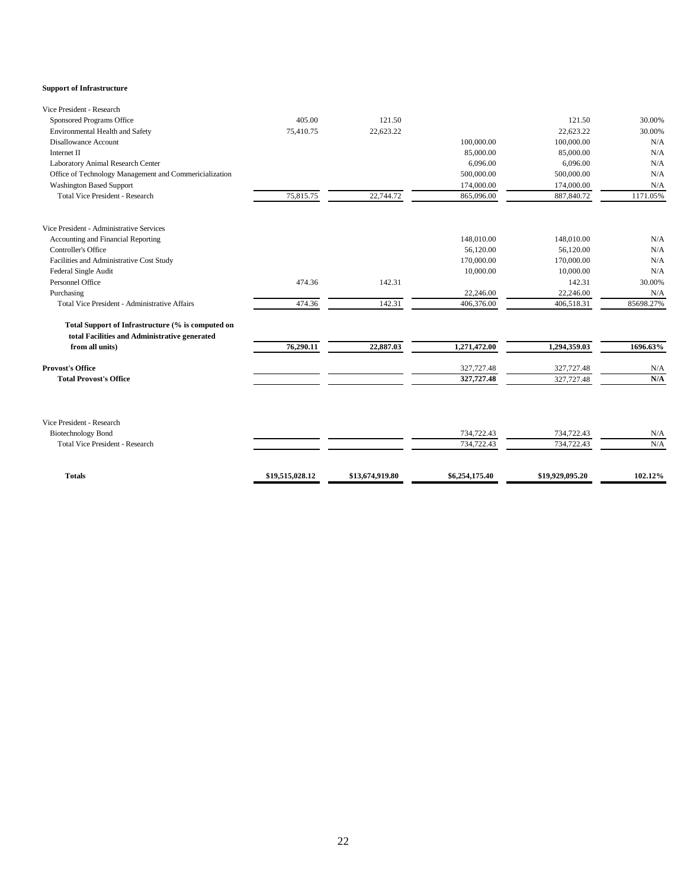**Support of Infrastructure**

| | | | | | |
|---|---|---|---|---|---|
| Vice President - Research | | | | | |
| Sponsored Programs Office | 405.00 | 121.50 | | 121.50 | 30.00% |
| Environmental Health and Safety | 75,410.75 | 22,623.22 | | 22,623.22 | 30.00% |
| Disallowance Account | | | 100,000.00 | 100,000.00 | N/A |
| Internet II | | | 85,000.00 | 85,000.00 | N/A |
| Laboratory Animal Research Center | | | 6,096.00 | 6,096.00 | N/A |
| Office of Technology Management and Commericialization | | | 500,000.00 | 500,000.00 | N/A |
| Washington Based Support | | | 174,000.00 | 174,000.00 | N/A |
| Total Vice President - Research | 75,815.75 | 22,744.72 | 865,096.00 | 887,840.72 | 1171.05% |
| | | | | | |
| Vice President - Administrative Services | | | | | |
| Accounting and Financial Reporting | | | 148,010.00 | 148,010.00 | N/A |
| Controller's Office | | | 56,120.00 | 56,120.00 | N/A |
| Facilities and Administrative Cost Study | | | 170,000.00 | 170,000.00 | N/A |
| Federal Single Audit | | | 10,000.00 | 10,000.00 | N/A |
| Personnel Office | 474.36 | 142.31 | | 142.31 | 30.00% |
| Purchasing | | | 22,246.00 | 22,246.00 | N/A |
| Total Vice President - Administrative Affairs | 474.36 | 142.31 | 406,376.00 | 406,518.31 | 85698.27% |
| | | | | | |
| **Total Support of Infrastructure (% is computed on total Facilities and Administrative generated from all units)** | **76,290.11** | **22,887.03** | **1,271,472.00** | **1,294,359.03** | **1696.63%** |
| | | | | | |
| **Provost's Office** | | | 327,727.48 | 327,727.48 | N/A |
| **Total Provost's Office** | | | **327,727.48** | 327,727.48 | **N/A** |
| | | | | | |
| Vice President - Research | | | | | |
| Biotechnology Bond | | | 734,722.43 | 734,722.43 | N/A |
| Total Vice President - Research | | | 734,722.43 | 734,722.43 | N/A |
| | | | | | |
| **Totals** | **$19,515,028.12** | **$13,674,919.80** | **$6,254,175.40** | **$19,929,095.20** | **102.12%** |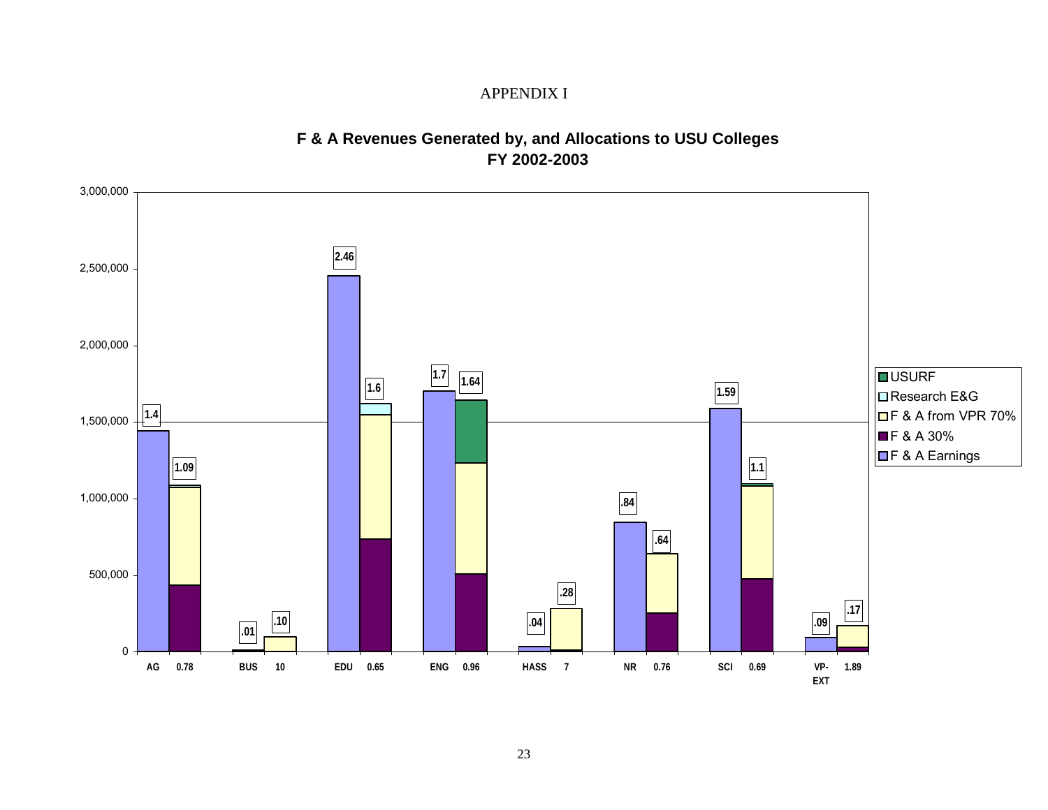# APPENDIX I

## F & A Revenues Generated by, and Allocations to USU Colleges
## FY 2002-2003

| College | F & A Earnings (millions) | Allocation ratio | Allocations (millions) |
|---|---|---|---|
| AG | 1.4 | 0.78 | 1.09 |
| BUS | .01 | 10 | .10 |
| EDU | 2.46 | 0.65 | 1.6 |
| ENG | 1.7 | 0.96 | 1.64 |
| HASS | .04 | 7 | .28 |
| NR | .84 | 0.76 | .64 |
| SCI | 1.59 | 0.69 | 1.1 |
| VP-EXT | .09 | 1.89 | .17 |

Legend: USURF; Research E&G; F & A from VPR 70%; F & A 30%; F & A Earnings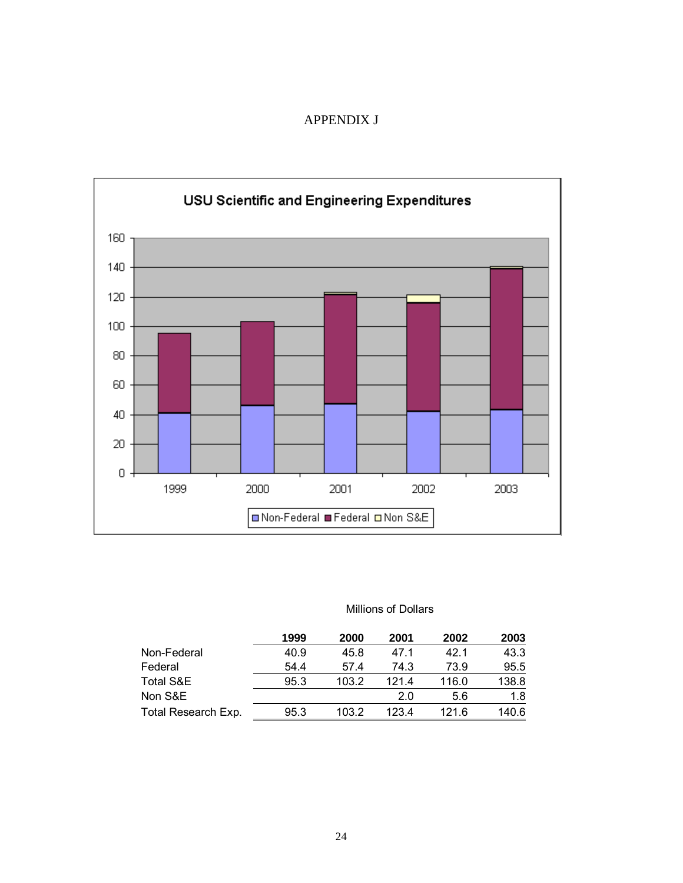# APPENDIX J

**USU Scientific and Engineering Expenditures**

Millions of Dollars

| | 1999 | 2000 | 2001 | 2002 | 2003 |
|---|---|---|---|---|---|
| Non-Federal | 40.9 | 45.8 | 47.1 | 42.1 | 43.3 |
| Federal | 54.4 | 57.4 | 74.3 | 73.9 | 95.5 |
| Total S&E | 95.3 | 103.2 | 121.4 | 116.0 | 138.8 |
| Non S&E | | | 2.0 | 5.6 | 1.8 |
| Total Research Exp. | 95.3 | 103.2 | 123.4 | 121.6 | 140.6 |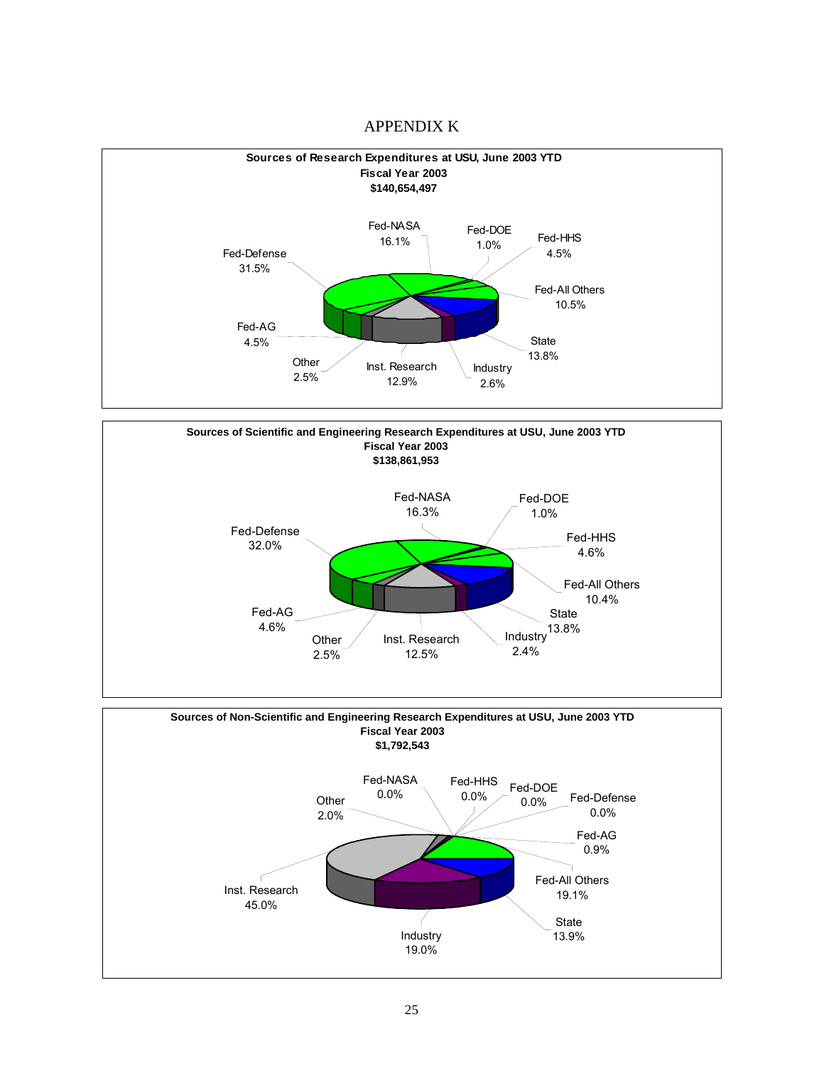# APPENDIX K

**Sources of Research Expenditures at USU, June 2003 YTD**
**Fiscal Year 2003**
**$140,654,497**

| Source | Percent |
|---|---|
| Fed-NASA | 16.1% |
| Fed-DOE | 1.0% |
| Fed-HHS | 4.5% |
| Fed-All Others | 10.5% |
| State | 13.8% |
| Industry | 2.6% |
| Inst. Research | 12.9% |
| Other | 2.5% |
| Fed-AG | 4.5% |
| Fed-Defense | 31.5% |

**Sources of Scientific and Engineering Research Expenditures at USU, June 2003 YTD**
**Fiscal Year 2003**
**$138,861,953**

| Source | Percent |
|---|---|
| Fed-NASA | 16.3% |
| Fed-DOE | 1.0% |
| Fed-HHS | 4.6% |
| Fed-All Others | 10.4% |
| State | 13.8% |
| Industry | 2.4% |
| Inst. Research | 12.5% |
| Other | 2.5% |
| Fed-AG | 4.6% |
| Fed-Defense | 32.0% |

**Sources of Non-Scientific and Engineering Research Expenditures at USU, June 2003 YTD**
**Fiscal Year 2003**
**$1,792,543**

| Source | Percent |
|---|---|
| Fed-NASA | 0.0% |
| Fed-HHS | 0.0% |
| Fed-DOE | 0.0% |
| Fed-Defense | 0.0% |
| Fed-AG | 0.9% |
| Fed-All Others | 19.1% |
| State | 13.9% |
| Industry | 19.0% |
| Inst. Research | 45.0% |
| Other | 2.0% |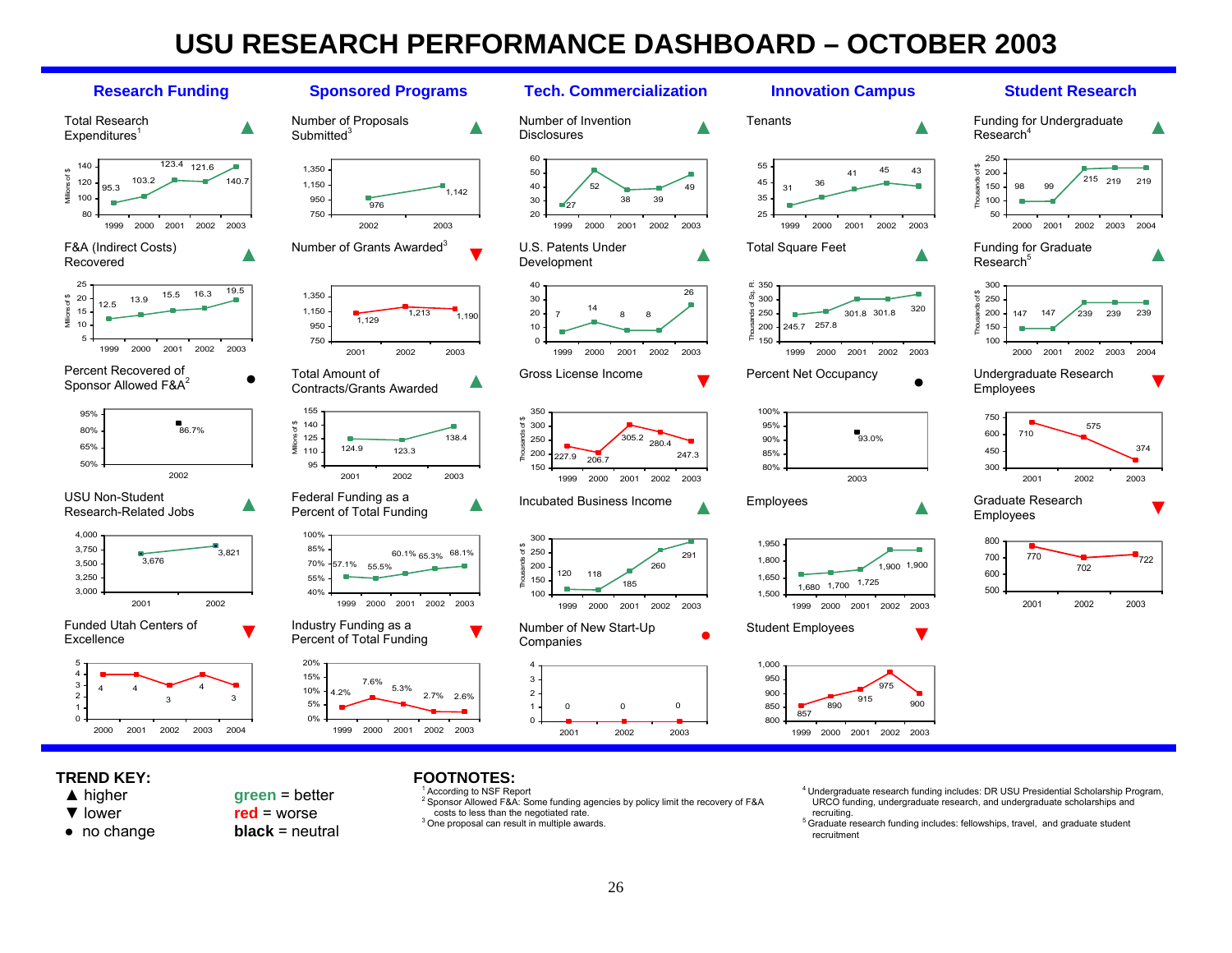# USU RESEARCH PERFORMANCE DASHBOARD – OCTOBER 2003

## Research Funding

**Total Research Expenditures[1]** ▲

Millions of $
140
120
100
80
95.3 103.2 123.4 121.6 140.7
1999 2000 2001 2002 2003

**F&A (Indirect Costs) Recovered** ▲

Millions of $
25
20
15
10
5
12.5 13.9 15.5 16.3 19.5
1999 2000 2001 2002 2003

**Percent Recovered of Sponsor Allowed F&A[2]** ●

95%
80%
65%
50%
86.7%
2002

**USU Non-Student Research-Related Jobs** ▲

4,000
3,750
3,500
3,250
3,000
3,676 3,821
2001 2002

**Funded Utah Centers of Excellence** ▼

5
4
3
2
1
0
4 4 3 4 3
2000 2001 2002 2003 2004

## Sponsored Programs

**Number of Proposals Submitted[3]** ▲

1,350
1,150
950
750
976 1,142
2002 2003

**Number of Grants Awarded[3]** ▼

1,350
1,150
950
750
1,129 1,213 1,190
2001 2002 2003

**Total Amount of Contracts/Grants Awarded** ▲

Millions of $
155
140
125
110
95
124.9 123.3 138.4
2001 2002 2003

**Federal Funding as a Percent of Total Funding** ▲

100%
85%
70%
55%
40%
57.1% 55.5% 60.1% 65.3% 68.1%
1999 2000 2001 2002 2003

**Industry Funding as a Percent of Total Funding** ▼

20%
15%
10%
5%
0%
4.2% 7.6% 5.3% 2.7% 2.6%
1999 2000 2001 2002 2003

## Tech. Commercialization

**Number of Invention Disclosures** ▲

60
50
40
30
20
27 52 38 39 49
1999 2000 2001 2002 2003

**U.S. Patents Under Development** ▲

40
30
20
10
0
7 14 8 8 26
1999 2000 2001 2002 2003

**Gross License Income** ▼

Thousands of $
350
300
250
200
150
227.9 206.7 305.2 280.4 247.3
1999 2000 2001 2002 2003

**Incubated Business Income** ▲

Thousands of $
300
250
200
150
100
120 118 185 260 291
1999 2000 2001 2002 2003

**Number of New Start-Up Companies** ●

4
3
2
1
0
0 0 0
2001 2002 2003

## Innovation Campus

**Tenants** ▲

55
45
35
25
31 36 41 45 43
1999 2000 2001 2002 2003

**Total Square Feet** ▲

Thousands of Sq. Ft.
350
300
250
200
150
245.7 257.8 301.8 301.8 320
1999 2000 2001 2002 2003

**Percent Net Occupancy** ●

100%
95%
90%
85%
80%
93.0%
2003

**Employees** ▲

1,950
1,800
1,650
1,500
1,680 1,700 1,725 1,900 1,900
1999 2000 2001 2002 2003

**Student Employees** ▼

1,000
950
900
850
800
857 890 915 975 900
1999 2000 2001 2002 2003

## Student Research

**Funding for Undergraduate Research[4]** ▲

Thousands of $
250
200
150
100
50
98 99 215 219 219
2000 2001 2002 2003 2004

**Funding for Graduate Research[5]** ▲

Thousands of $
300
250
200
150
100
147 147 239 239 239
2000 2001 2002 2003 2004

**Undergraduate Research Employees** ▼

750
600
450
300
710 575 374
2001 2002 2003

**Graduate Research Employees** ▼

800
700
600
500
770 702 722
2001 2002 2003

---

**TREND KEY:**

- ▲ higher
- ▼ lower
- ● no change

**green** = better
**red** = worse
**black** = neutral

**FOOTNOTES:**

[1] According to NSF Report
[2] Sponsor Allowed F&A: Some funding agencies by policy limit the recovery of F&A costs to less than the negotiated rate.
[3] One proposal can result in multiple awards.
[4] Undergraduate research funding includes: DR USU Presidential Scholarship Program, URCO funding, undergraduate research, and undergraduate scholarships and recruiting.
[5] Graduate research funding includes: fellowships, travel, and graduate student recruitment